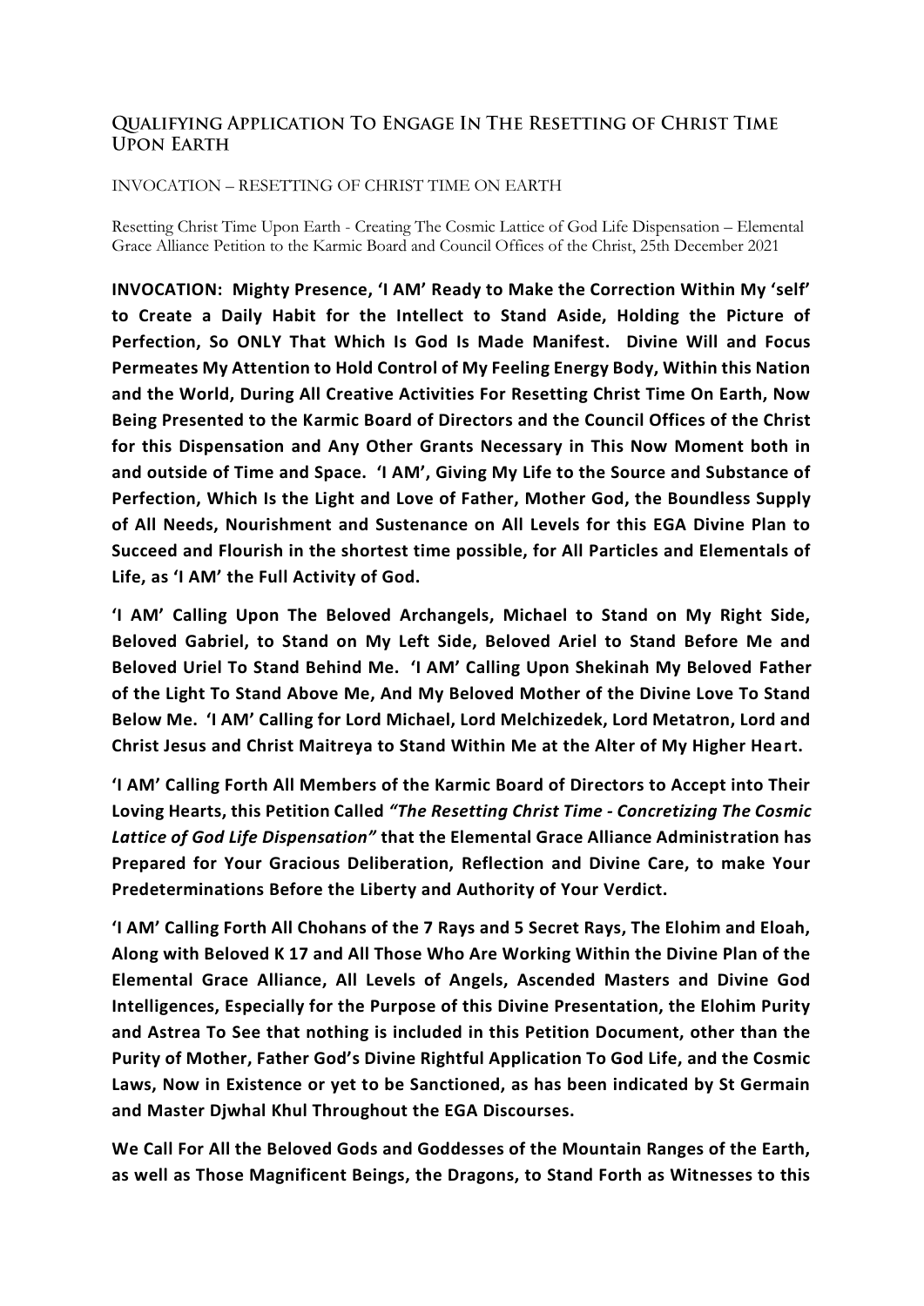## Qualifying Application To Engage In The Resetting of Christ Time Upon Earth

INVOCATION – RESETTING OF CHRIST TIME ON EARTH

Resetting Christ Time Upon Earth - Creating The Cosmic Lattice of God Life Dispensation – Elemental Grace Alliance Petition to the Karmic Board and Council Offices of the Christ, 25th December 2021

**INVOCATION: Mighty Presence, 'I AM' Ready to Make the Correction Within My 'self' to Create a Daily Habit for the Intellect to Stand Aside, Holding the Picture of Perfection, So ONLY That Which Is God Is Made Manifest. Divine Will and Focus Permeates My Attention to Hold Control of My Feeling Energy Body, Within this Nation and the World, During All Creative Activities For Resetting Christ Time On Earth, Now Being Presented to the Karmic Board of Directors and the Council Offices of the Christ for this Dispensation and Any Other Grants Necessary in This Now Moment both in and outside of Time and Space. 'I AM', Giving My Life to the Source and Substance of Perfection, Which Is the Light and Love of Father, Mother God, the Boundless Supply of All Needs, Nourishment and Sustenance on All Levels for this EGA Divine Plan to Succeed and Flourish in the shortest time possible, for All Particles and Elementals of Life, as 'I AM' the Full Activity of God.**

**'I AM' Calling Upon The Beloved Archangels, Michael to Stand on My Right Side, Beloved Gabriel, to Stand on My Left Side, Beloved Ariel to Stand Before Me and Beloved Uriel To Stand Behind Me. 'I AM' Calling Upon Shekinah My Beloved Father of the Light To Stand Above Me, And My Beloved Mother of the Divine Love To Stand Below Me. 'I AM' Calling for Lord Michael, Lord Melchizedek, Lord Metatron, Lord and Christ Jesus and Christ Maitreya to Stand Within Me at the Alter of My Higher Heart.**

**'I AM' Calling Forth All Members of the Karmic Board of Directors to Accept into Their Loving Hearts, this Petition Called *"The Resetting Christ Time - Concretizing The Cosmic Lattice of God Life Dispensation"* that the Elemental Grace Alliance Administration has Prepared for Your Gracious Deliberation, Reflection and Divine Care, to make Your Predeterminations Before the Liberty and Authority of Your Verdict.**

**'I AM' Calling Forth All Chohans of the 7 Rays and 5 Secret Rays, The Elohim and Eloah, Along with Beloved K 17 and All Those Who Are Working Within the Divine Plan of the Elemental Grace Alliance, All Levels of Angels, Ascended Masters and Divine God Intelligences, Especially for the Purpose of this Divine Presentation, the Elohim Purity and Astrea To See that nothing is included in this Petition Document, other than the Purity of Mother, Father God's Divine Rightful Application To God Life, and the Cosmic Laws, Now in Existence or yet to be Sanctioned, as has been indicated by St Germain and Master Djwhal Khul Throughout the EGA Discourses.**

**We Call For All the Beloved Gods and Goddesses of the Mountain Ranges of the Earth, as well as Those Magnificent Beings, the Dragons, to Stand Forth as Witnesses to this**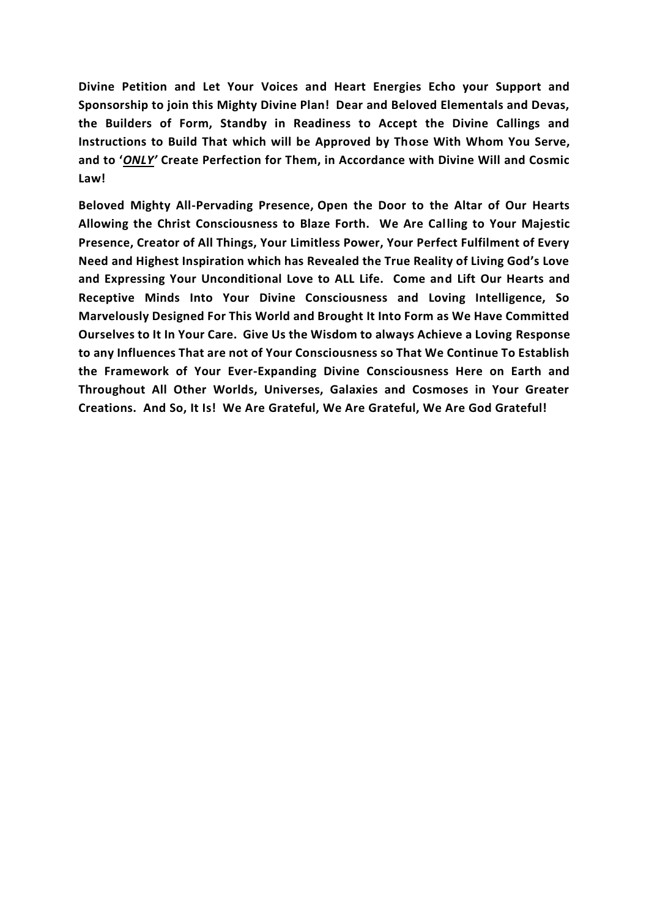**Divine Petition and Let Your Voices and Heart Energies Echo your Support and Sponsorship to join this Mighty Divine Plan! Dear and Beloved Elementals and Devas, the Builders of Form, Standby in Readiness to Accept the Divine Callings and Instructions to Build That which will be Approved by Those With Whom You Serve, and to '*<u>ONLY</u>*' Create Perfection for Them, in Accordance with Divine Will and Cosmic Law!**

**Beloved Mighty All-Pervading Presence, Open the Door to the Altar of Our Hearts Allowing the Christ Consciousness to Blaze Forth. We Are Calling to Your Majestic Presence, Creator of All Things, Your Limitless Power, Your Perfect Fulfilment of Every Need and Highest Inspiration which has Revealed the True Reality of Living God's Love and Expressing Your Unconditional Love to ALL Life. Come and Lift Our Hearts and Receptive Minds Into Your Divine Consciousness and Loving Intelligence, So Marvelously Designed For This World and Brought It Into Form as We Have Committed Ourselves to It In Your Care. Give Us the Wisdom to always Achieve a Loving Response to any Influences That are not of Your Consciousness so That We Continue To Establish the Framework of Your Ever-Expanding Divine Consciousness Here on Earth and Throughout All Other Worlds, Universes, Galaxies and Cosmoses in Your Greater Creations. And So, It Is! We Are Grateful, We Are Grateful, We Are God Grateful!**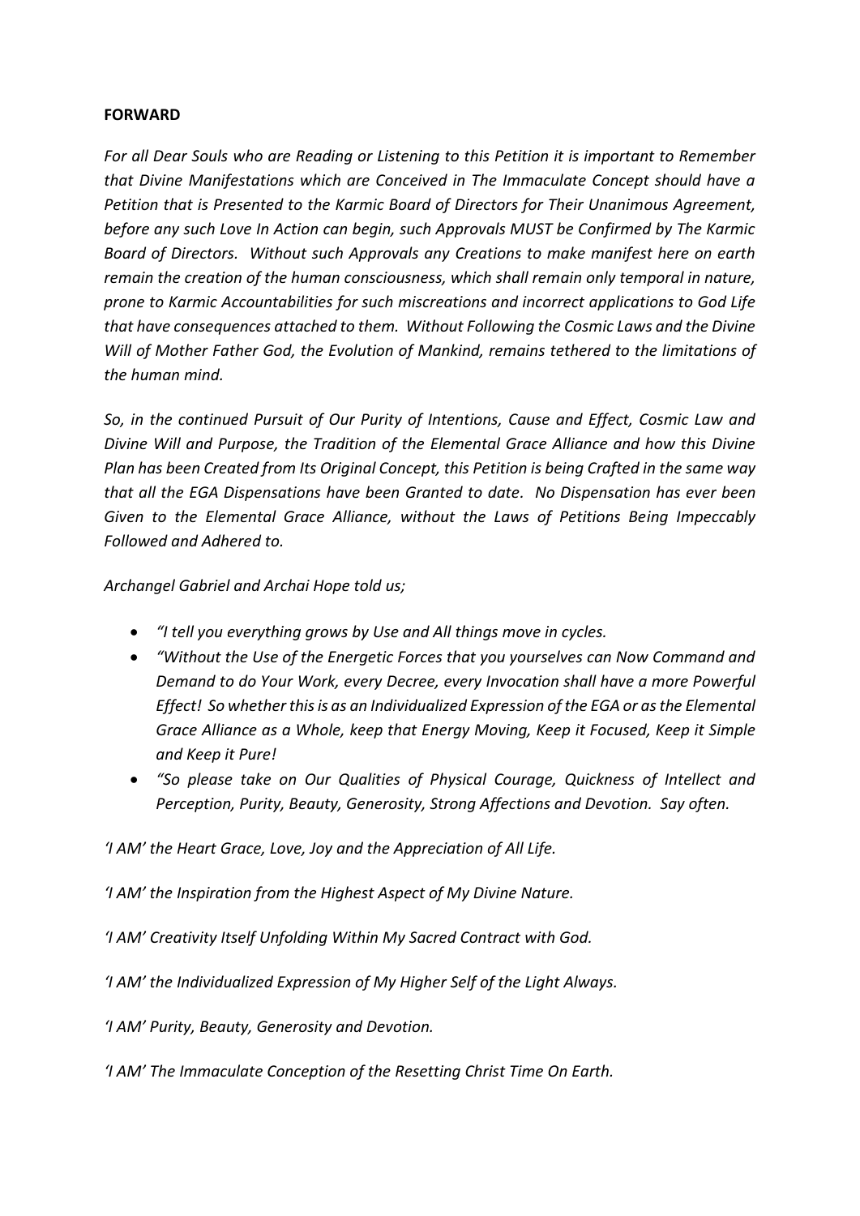**FORWARD**

*For all Dear Souls who are Reading or Listening to this Petition it is important to Remember that Divine Manifestations which are Conceived in The Immaculate Concept should have a Petition that is Presented to the Karmic Board of Directors for Their Unanimous Agreement, before any such Love In Action can begin, such Approvals MUST be Confirmed by The Karmic Board of Directors. Without such Approvals any Creations to make manifest here on earth remain the creation of the human consciousness, which shall remain only temporal in nature, prone to Karmic Accountabilities for such miscreations and incorrect applications to God Life that have consequences attached to them. Without Following the Cosmic Laws and the Divine Will of Mother Father God, the Evolution of Mankind, remains tethered to the limitations of the human mind.*

*So, in the continued Pursuit of Our Purity of Intentions, Cause and Effect, Cosmic Law and Divine Will and Purpose, the Tradition of the Elemental Grace Alliance and how this Divine Plan has been Created from Its Original Concept, this Petition is being Crafted in the same way that all the EGA Dispensations have been Granted to date. No Dispensation has ever been Given to the Elemental Grace Alliance, without the Laws of Petitions Being Impeccably Followed and Adhered to.*

*Archangel Gabriel and Archai Hope told us;*

- *"I tell you everything grows by Use and All things move in cycles.*
- *"Without the Use of the Energetic Forces that you yourselves can Now Command and Demand to do Your Work, every Decree, every Invocation shall have a more Powerful Effect! So whether this is as an Individualized Expression of the EGA or as the Elemental Grace Alliance as a Whole, keep that Energy Moving, Keep it Focused, Keep it Simple and Keep it Pure!*
- *"So please take on Our Qualities of Physical Courage, Quickness of Intellect and Perception, Purity, Beauty, Generosity, Strong Affections and Devotion. Say often.*

*'I AM' the Heart Grace, Love, Joy and the Appreciation of All Life.*

*'I AM' the Inspiration from the Highest Aspect of My Divine Nature.*

*'I AM' Creativity Itself Unfolding Within My Sacred Contract with God.*

*'I AM' the Individualized Expression of My Higher Self of the Light Always.*

*'I AM' Purity, Beauty, Generosity and Devotion.*

*'I AM' The Immaculate Conception of the Resetting Christ Time On Earth.*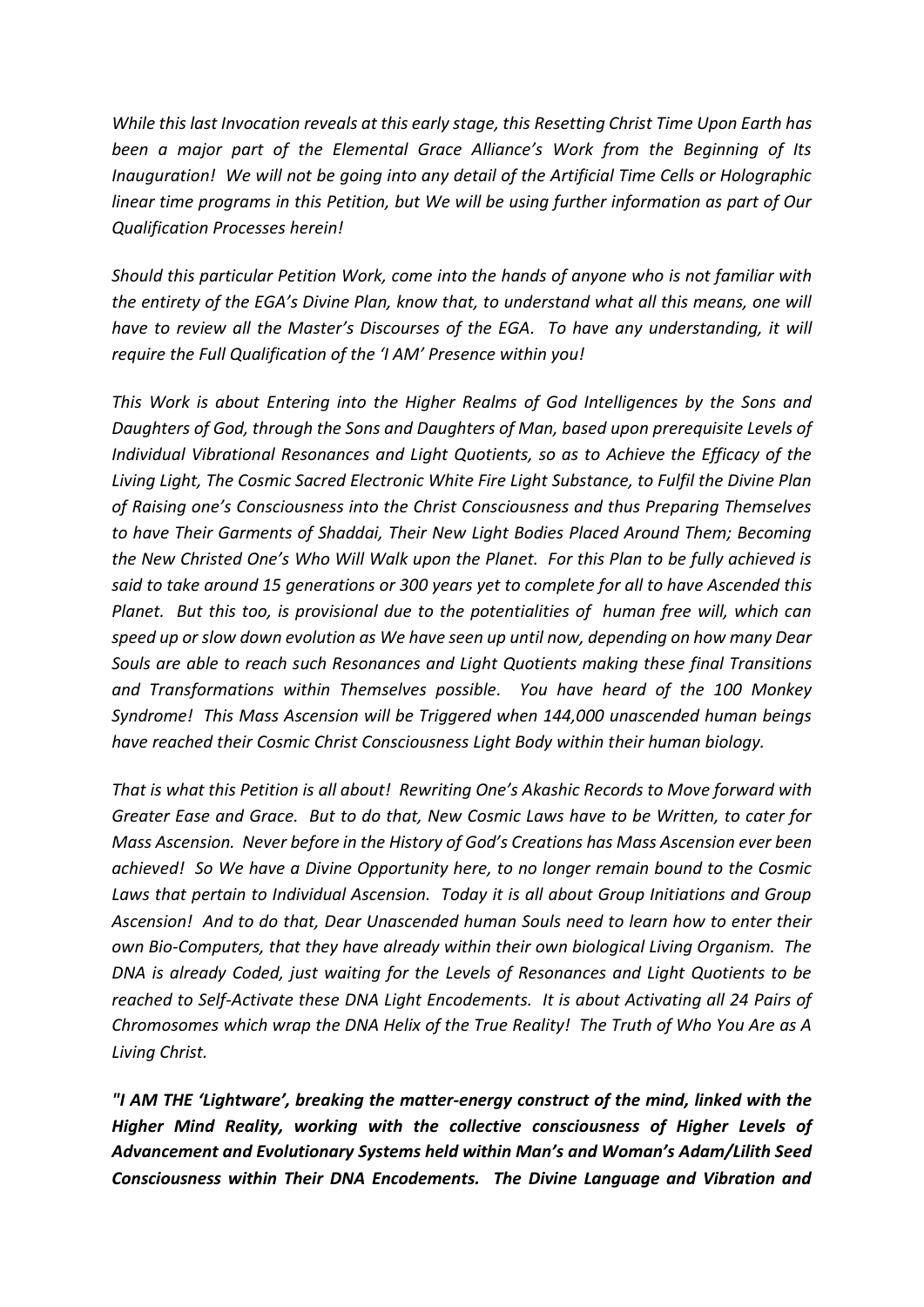*While this last Invocation reveals at this early stage, this Resetting Christ Time Upon Earth has been a major part of the Elemental Grace Alliance's Work from the Beginning of Its Inauguration! We will not be going into any detail of the Artificial Time Cells or Holographic linear time programs in this Petition, but We will be using further information as part of Our Qualification Processes herein!*

*Should this particular Petition Work, come into the hands of anyone who is not familiar with the entirety of the EGA's Divine Plan, know that, to understand what all this means, one will have to review all the Master's Discourses of the EGA. To have any understanding, it will require the Full Qualification of the 'I AM' Presence within you!*

*This Work is about Entering into the Higher Realms of God Intelligences by the Sons and Daughters of God, through the Sons and Daughters of Man, based upon prerequisite Levels of Individual Vibrational Resonances and Light Quotients, so as to Achieve the Efficacy of the Living Light, The Cosmic Sacred Electronic White Fire Light Substance, to Fulfil the Divine Plan of Raising one's Consciousness into the Christ Consciousness and thus Preparing Themselves to have Their Garments of Shaddai, Their New Light Bodies Placed Around Them; Becoming the New Christed One's Who Will Walk upon the Planet. For this Plan to be fully achieved is said to take around 15 generations or 300 years yet to complete for all to have Ascended this Planet. But this too, is provisional due to the potentialities of human free will, which can speed up or slow down evolution as We have seen up until now, depending on how many Dear Souls are able to reach such Resonances and Light Quotients making these final Transitions and Transformations within Themselves possible. You have heard of the 100 Monkey Syndrome! This Mass Ascension will be Triggered when 144,000 unascended human beings have reached their Cosmic Christ Consciousness Light Body within their human biology.*

*That is what this Petition is all about! Rewriting One's Akashic Records to Move forward with Greater Ease and Grace. But to do that, New Cosmic Laws have to be Written, to cater for Mass Ascension. Never before in the History of God's Creations has Mass Ascension ever been achieved! So We have a Divine Opportunity here, to no longer remain bound to the Cosmic Laws that pertain to Individual Ascension. Today it is all about Group Initiations and Group Ascension! And to do that, Dear Unascended human Souls need to learn how to enter their own Bio-Computers, that they have already within their own biological Living Organism. The DNA is already Coded, just waiting for the Levels of Resonances and Light Quotients to be reached to Self-Activate these DNA Light Encodements. It is about Activating all 24 Pairs of Chromosomes which wrap the DNA Helix of the True Reality! The Truth of Who You Are as A Living Christ.*

***"I AM THE 'Lightware', breaking the matter-energy construct of the mind, linked with the Higher Mind Reality, working with the collective consciousness of Higher Levels of Advancement and Evolutionary Systems held within Man's and Woman's Adam/Lilith Seed Consciousness within Their DNA Encodements. The Divine Language and Vibration and***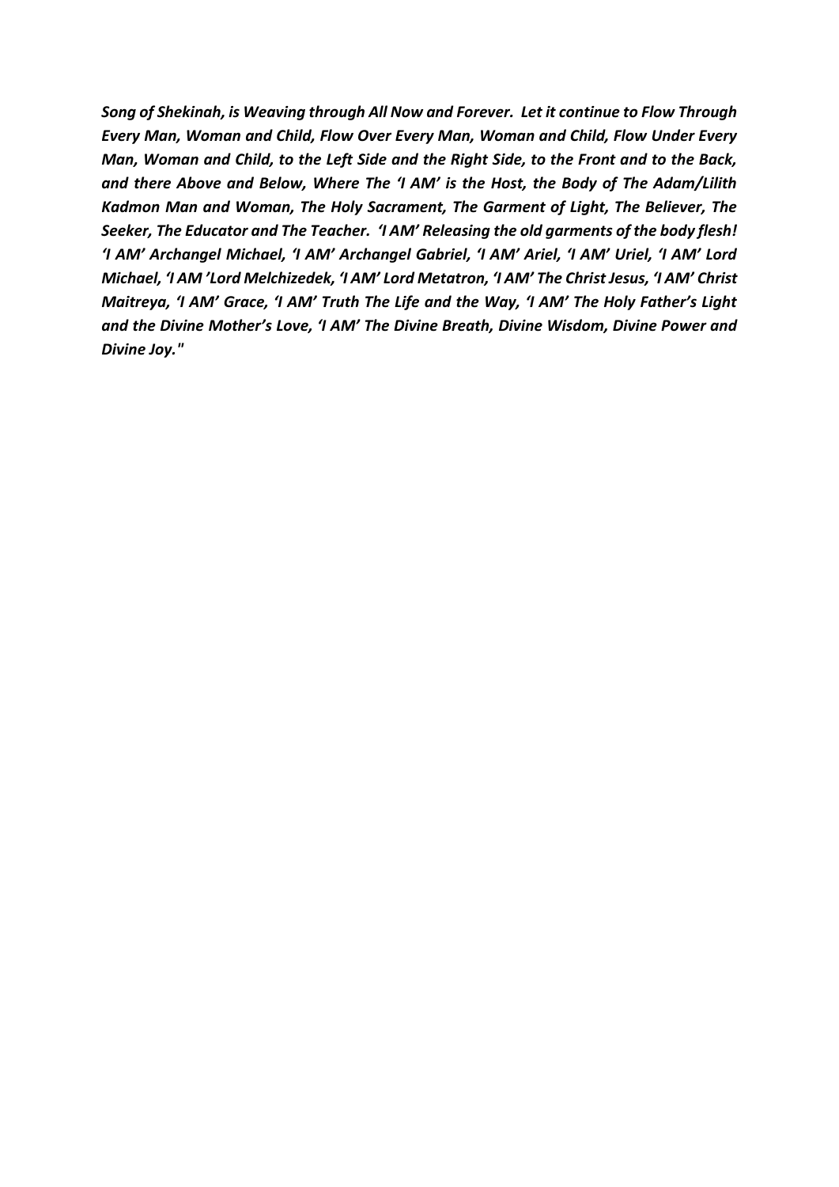***Song of Shekinah, is Weaving through All Now and Forever. Let it continue to Flow Through Every Man, Woman and Child, Flow Over Every Man, Woman and Child, Flow Under Every Man, Woman and Child, to the Left Side and the Right Side, to the Front and to the Back, and there Above and Below, Where The 'I AM' is the Host, the Body of The Adam/Lilith Kadmon Man and Woman, The Holy Sacrament, The Garment of Light, The Believer, The Seeker, The Educator and The Teacher. 'I AM' Releasing the old garments of the body flesh! 'I AM' Archangel Michael, 'I AM' Archangel Gabriel, 'I AM' Ariel, 'I AM' Uriel, 'I AM' Lord Michael, 'I AM 'Lord Melchizedek, 'I AM' Lord Metatron, 'I AM' The Christ Jesus, 'I AM' Christ Maitreya, 'I AM' Grace, 'I AM' Truth The Life and the Way, 'I AM' The Holy Father's Light and the Divine Mother's Love, 'I AM' The Divine Breath, Divine Wisdom, Divine Power and Divine Joy."***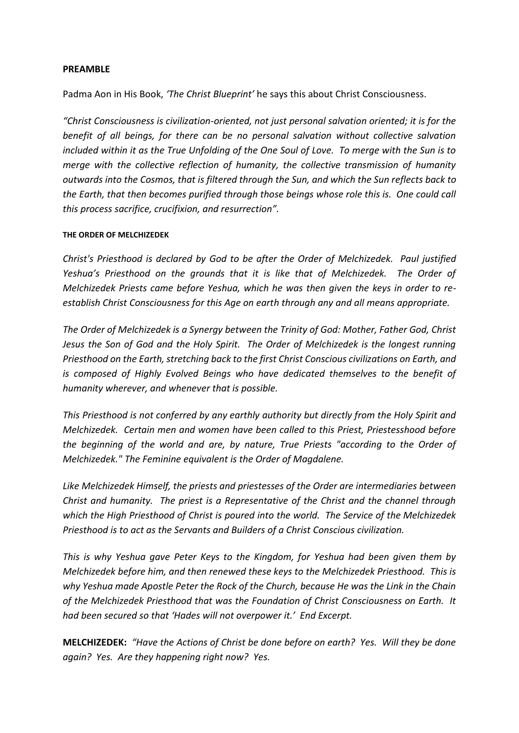**PREAMBLE**

Padma Aon in His Book, *'The Christ Blueprint'* he says this about Christ Consciousness.

*"Christ Consciousness is civilization-oriented, not just personal salvation oriented; it is for the benefit of all beings, for there can be no personal salvation without collective salvation included within it as the True Unfolding of the One Soul of Love. To merge with the Sun is to merge with the collective reflection of humanity, the collective transmission of humanity outwards into the Cosmos, that is filtered through the Sun, and which the Sun reflects back to the Earth, that then becomes purified through those beings whose role this is. One could call this process sacrifice, crucifixion, and resurrection".*

**THE ORDER OF MELCHIZEDEK**

*Christ's Priesthood is declared by God to be after the Order of Melchizedek. Paul justified Yeshua's Priesthood on the grounds that it is like that of Melchizedek. The Order of Melchizedek Priests came before Yeshua, which he was then given the keys in order to re-establish Christ Consciousness for this Age on earth through any and all means appropriate.*

*The Order of Melchizedek is a Synergy between the Trinity of God: Mother, Father God, Christ Jesus the Son of God and the Holy Spirit. The Order of Melchizedek is the longest running Priesthood on the Earth, stretching back to the first Christ Conscious civilizations on Earth, and is composed of Highly Evolved Beings who have dedicated themselves to the benefit of humanity wherever, and whenever that is possible.*

*This Priesthood is not conferred by any earthly authority but directly from the Holy Spirit and Melchizedek. Certain men and women have been called to this Priest, Priestesshood before the beginning of the world and are, by nature, True Priests "according to the Order of Melchizedek." The Feminine equivalent is the Order of Magdalene.*

*Like Melchizedek Himself, the priests and priestesses of the Order are intermediaries between Christ and humanity. The priest is a Representative of the Christ and the channel through which the High Priesthood of Christ is poured into the world. The Service of the Melchizedek Priesthood is to act as the Servants and Builders of a Christ Conscious civilization.*

*This is why Yeshua gave Peter Keys to the Kingdom, for Yeshua had been given them by Melchizedek before him, and then renewed these keys to the Melchizedek Priesthood. This is why Yeshua made Apostle Peter the Rock of the Church, because He was the Link in the Chain of the Melchizedek Priesthood that was the Foundation of Christ Consciousness on Earth. It had been secured so that 'Hades will not overpower it.' End Excerpt.*

**MELCHIZEDEK:** *"Have the Actions of Christ be done before on earth? Yes. Will they be done again? Yes. Are they happening right now? Yes.*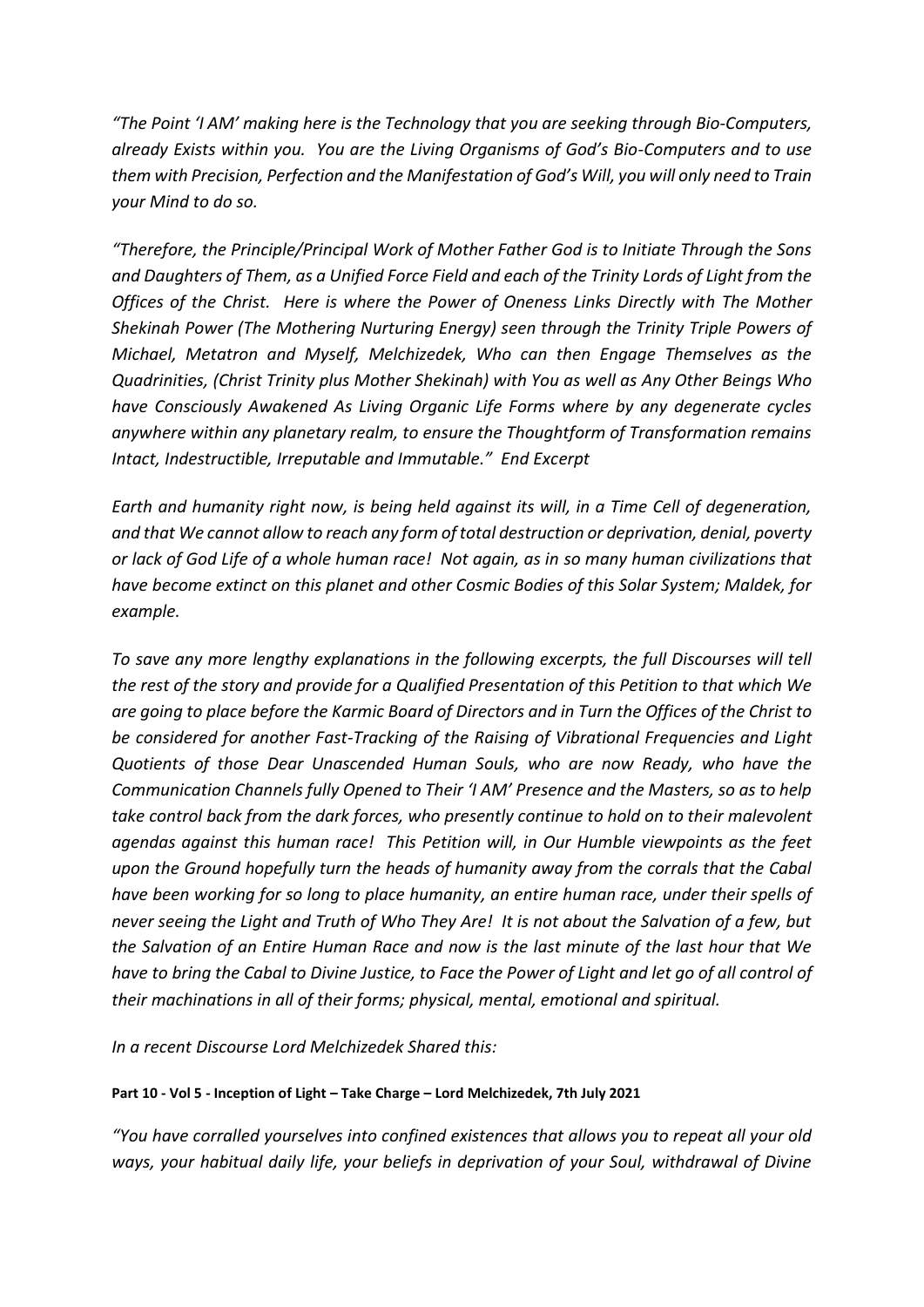*"The Point 'I AM' making here is the Technology that you are seeking through Bio-Computers, already Exists within you. You are the Living Organisms of God's Bio-Computers and to use them with Precision, Perfection and the Manifestation of God's Will, you will only need to Train your Mind to do so.*

*"Therefore, the Principle/Principal Work of Mother Father God is to Initiate Through the Sons and Daughters of Them, as a Unified Force Field and each of the Trinity Lords of Light from the Offices of the Christ. Here is where the Power of Oneness Links Directly with The Mother Shekinah Power (The Mothering Nurturing Energy) seen through the Trinity Triple Powers of Michael, Metatron and Myself, Melchizedek, Who can then Engage Themselves as the Quadrinities, (Christ Trinity plus Mother Shekinah) with You as well as Any Other Beings Who have Consciously Awakened As Living Organic Life Forms where by any degenerate cycles anywhere within any planetary realm, to ensure the Thoughtform of Transformation remains Intact, Indestructible, Irreputable and Immutable." End Excerpt*

*Earth and humanity right now, is being held against its will, in a Time Cell of degeneration, and that We cannot allow to reach any form of total destruction or deprivation, denial, poverty or lack of God Life of a whole human race! Not again, as in so many human civilizations that have become extinct on this planet and other Cosmic Bodies of this Solar System; Maldek, for example.*

*To save any more lengthy explanations in the following excerpts, the full Discourses will tell the rest of the story and provide for a Qualified Presentation of this Petition to that which We are going to place before the Karmic Board of Directors and in Turn the Offices of the Christ to be considered for another Fast-Tracking of the Raising of Vibrational Frequencies and Light Quotients of those Dear Unascended Human Souls, who are now Ready, who have the Communication Channels fully Opened to Their 'I AM' Presence and the Masters, so as to help take control back from the dark forces, who presently continue to hold on to their malevolent agendas against this human race! This Petition will, in Our Humble viewpoints as the feet upon the Ground hopefully turn the heads of humanity away from the corrals that the Cabal have been working for so long to place humanity, an entire human race, under their spells of never seeing the Light and Truth of Who They Are! It is not about the Salvation of a few, but the Salvation of an Entire Human Race and now is the last minute of the last hour that We have to bring the Cabal to Divine Justice, to Face the Power of Light and let go of all control of their machinations in all of their forms; physical, mental, emotional and spiritual.*

*In a recent Discourse Lord Melchizedek Shared this:*

**Part 10 - Vol 5 - Inception of Light – Take Charge – Lord Melchizedek, 7th July 2021**

*"You have corralled yourselves into confined existences that allows you to repeat all your old ways, your habitual daily life, your beliefs in deprivation of your Soul, withdrawal of Divine*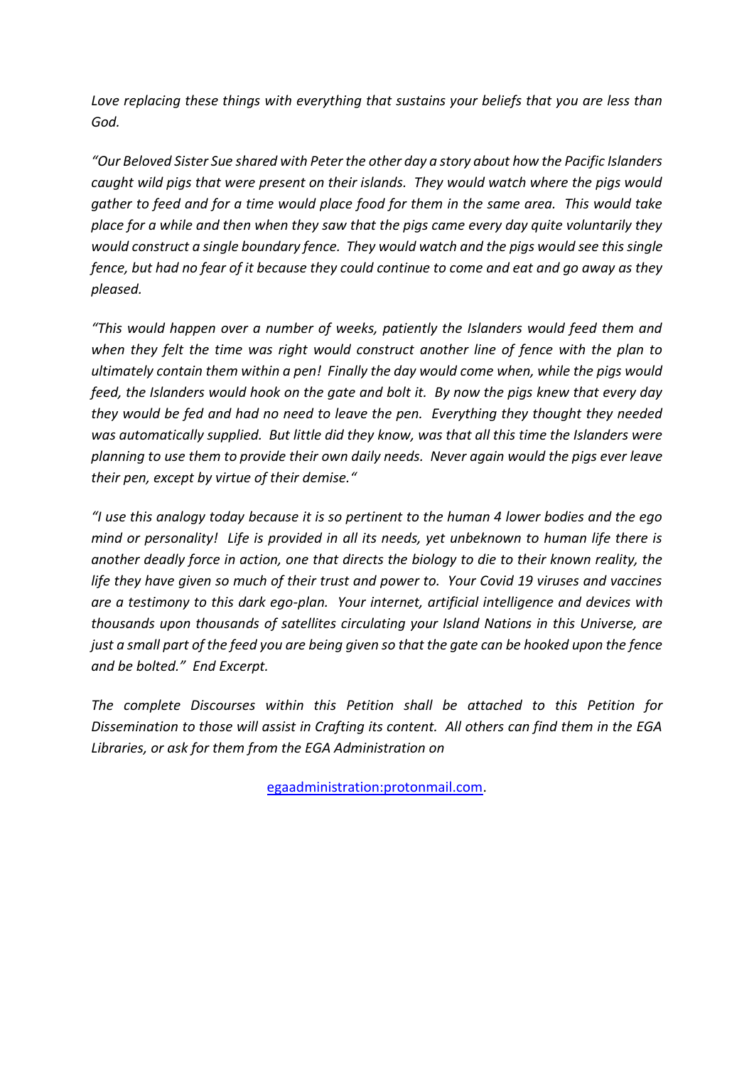*Love replacing these things with everything that sustains your beliefs that you are less than God.*

*"Our Beloved Sister Sue shared with Peter the other day a story about how the Pacific Islanders caught wild pigs that were present on their islands. They would watch where the pigs would gather to feed and for a time would place food for them in the same area. This would take place for a while and then when they saw that the pigs came every day quite voluntarily they would construct a single boundary fence. They would watch and the pigs would see this single fence, but had no fear of it because they could continue to come and eat and go away as they pleased.*

*"This would happen over a number of weeks, patiently the Islanders would feed them and when they felt the time was right would construct another line of fence with the plan to ultimately contain them within a pen! Finally the day would come when, while the pigs would feed, the Islanders would hook on the gate and bolt it. By now the pigs knew that every day they would be fed and had no need to leave the pen. Everything they thought they needed was automatically supplied. But little did they know, was that all this time the Islanders were planning to use them to provide their own daily needs. Never again would the pigs ever leave their pen, except by virtue of their demise."*

*"I use this analogy today because it is so pertinent to the human 4 lower bodies and the ego mind or personality! Life is provided in all its needs, yet unbeknown to human life there is another deadly force in action, one that directs the biology to die to their known reality, the life they have given so much of their trust and power to. Your Covid 19 viruses and vaccines are a testimony to this dark ego-plan. Your internet, artificial intelligence and devices with thousands upon thousands of satellites circulating your Island Nations in this Universe, are just a small part of the feed you are being given so that the gate can be hooked upon the fence and be bolted." End Excerpt.*

*The complete Discourses within this Petition shall be attached to this Petition for Dissemination to those will assist in Crafting its content. All others can find them in the EGA Libraries, or ask for them from the EGA Administration on*

egaadministration:protonmail.com.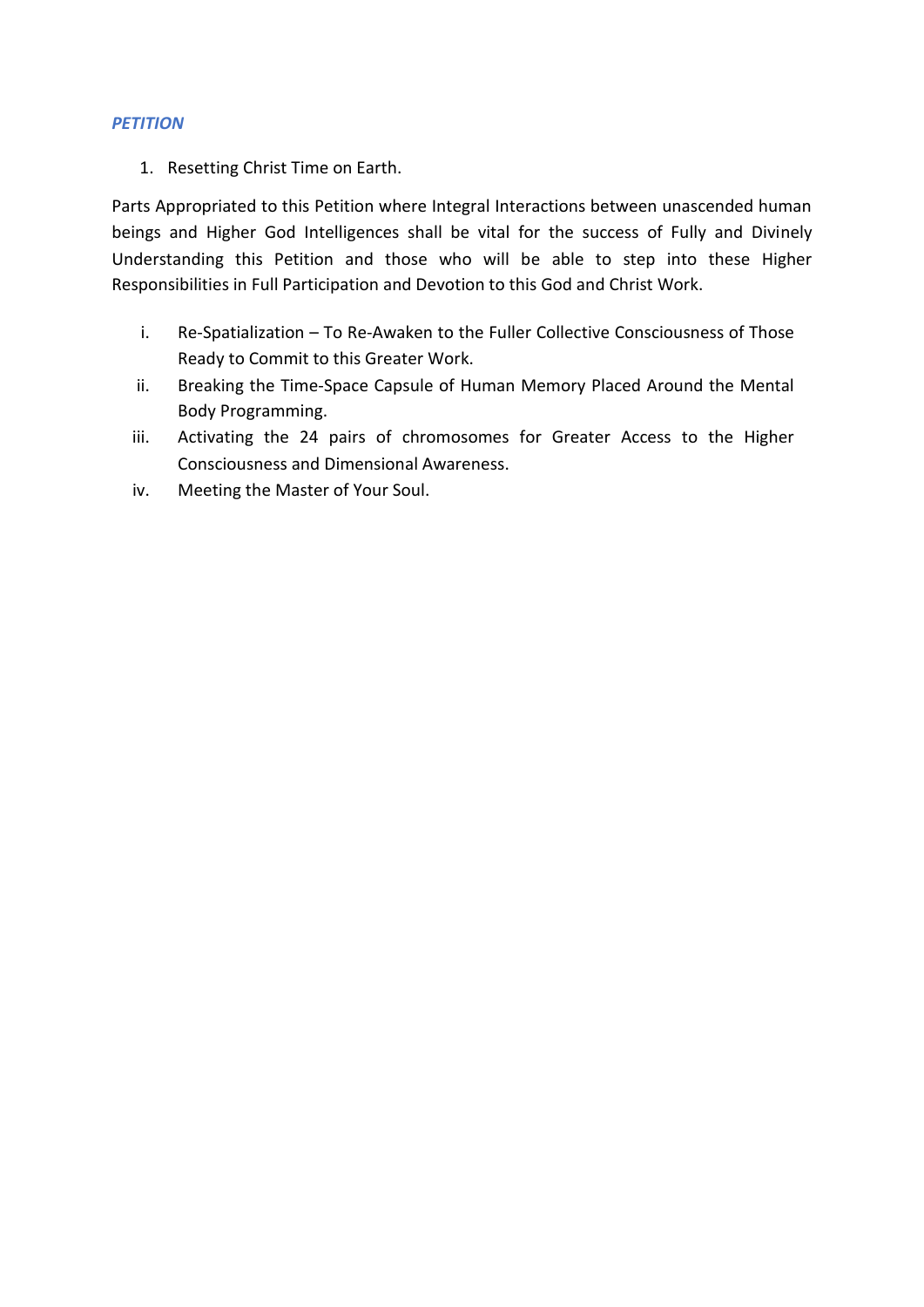***PETITION***

1. Resetting Christ Time on Earth.

Parts Appropriated to this Petition where Integral Interactions between unascended human beings and Higher God Intelligences shall be vital for the success of Fully and Divinely Understanding this Petition and those who will be able to step into these Higher Responsibilities in Full Participation and Devotion to this God and Christ Work.

i. Re-Spatialization – To Re-Awaken to the Fuller Collective Consciousness of Those Ready to Commit to this Greater Work.
ii. Breaking the Time-Space Capsule of Human Memory Placed Around the Mental Body Programming.
iii. Activating the 24 pairs of chromosomes for Greater Access to the Higher Consciousness and Dimensional Awareness.
iv. Meeting the Master of Your Soul.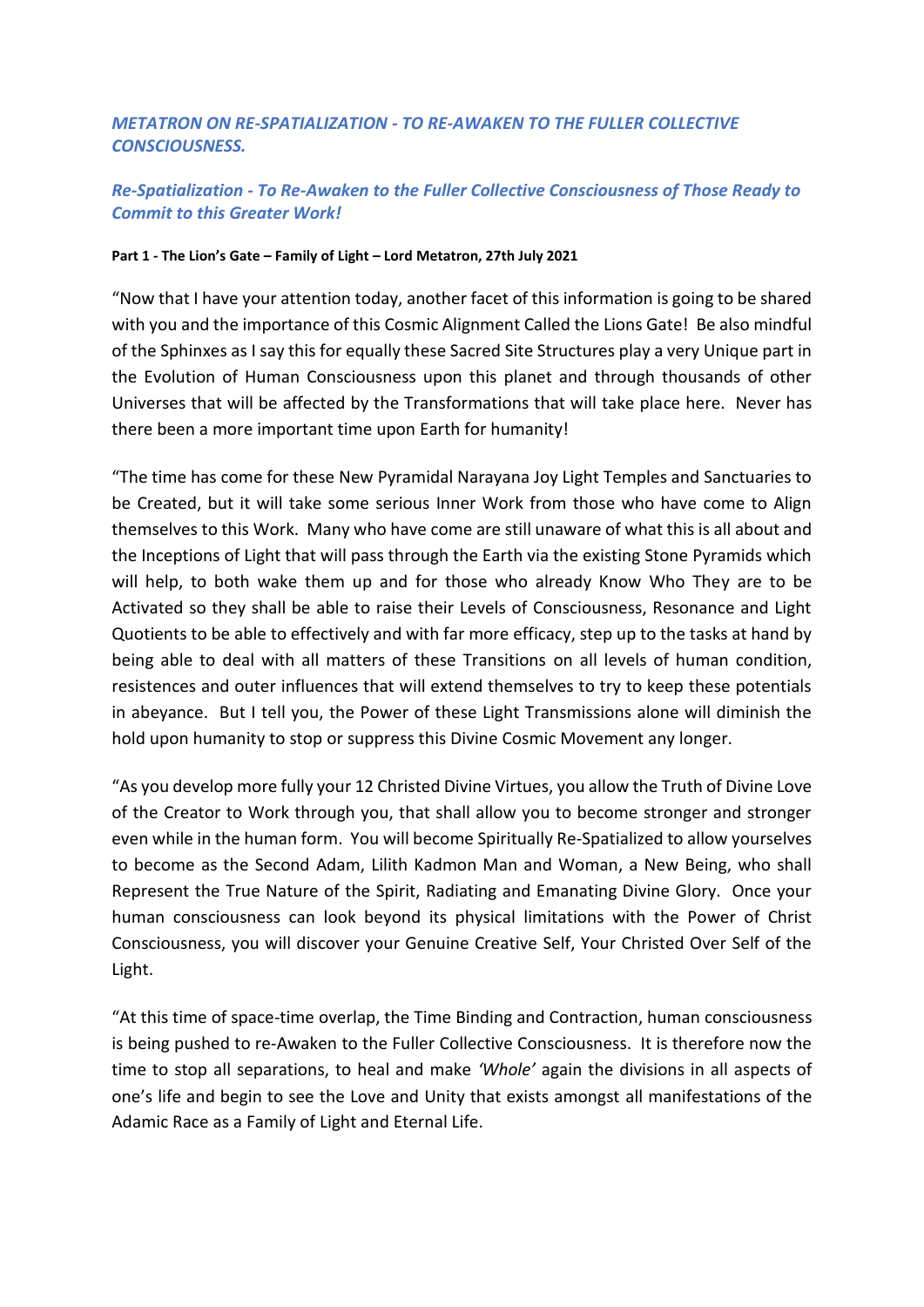## *METATRON ON RE-SPATIALIZATION - TO RE-AWAKEN TO THE FULLER COLLECTIVE CONSCIOUSNESS.*

### *Re-Spatialization - To Re-Awaken to the Fuller Collective Consciousness of Those Ready to Commit to this Greater Work!*

**Part 1 - The Lion's Gate – Family of Light – Lord Metatron, 27th July 2021**

"Now that I have your attention today, another facet of this information is going to be shared with you and the importance of this Cosmic Alignment Called the Lions Gate! Be also mindful of the Sphinxes as I say this for equally these Sacred Site Structures play a very Unique part in the Evolution of Human Consciousness upon this planet and through thousands of other Universes that will be affected by the Transformations that will take place here. Never has there been a more important time upon Earth for humanity!

"The time has come for these New Pyramidal Narayana Joy Light Temples and Sanctuaries to be Created, but it will take some serious Inner Work from those who have come to Align themselves to this Work. Many who have come are still unaware of what this is all about and the Inceptions of Light that will pass through the Earth via the existing Stone Pyramids which will help, to both wake them up and for those who already Know Who They are to be Activated so they shall be able to raise their Levels of Consciousness, Resonance and Light Quotients to be able to effectively and with far more efficacy, step up to the tasks at hand by being able to deal with all matters of these Transitions on all levels of human condition, resistences and outer influences that will extend themselves to try to keep these potentials in abeyance. But I tell you, the Power of these Light Transmissions alone will diminish the hold upon humanity to stop or suppress this Divine Cosmic Movement any longer.

"As you develop more fully your 12 Christed Divine Virtues, you allow the Truth of Divine Love of the Creator to Work through you, that shall allow you to become stronger and stronger even while in the human form. You will become Spiritually Re-Spatialized to allow yourselves to become as the Second Adam, Lilith Kadmon Man and Woman, a New Being, who shall Represent the True Nature of the Spirit, Radiating and Emanating Divine Glory. Once your human consciousness can look beyond its physical limitations with the Power of Christ Consciousness, you will discover your Genuine Creative Self, Your Christed Over Self of the Light.

"At this time of space-time overlap, the Time Binding and Contraction, human consciousness is being pushed to re-Awaken to the Fuller Collective Consciousness. It is therefore now the time to stop all separations, to heal and make *'Whole'* again the divisions in all aspects of one's life and begin to see the Love and Unity that exists amongst all manifestations of the Adamic Race as a Family of Light and Eternal Life.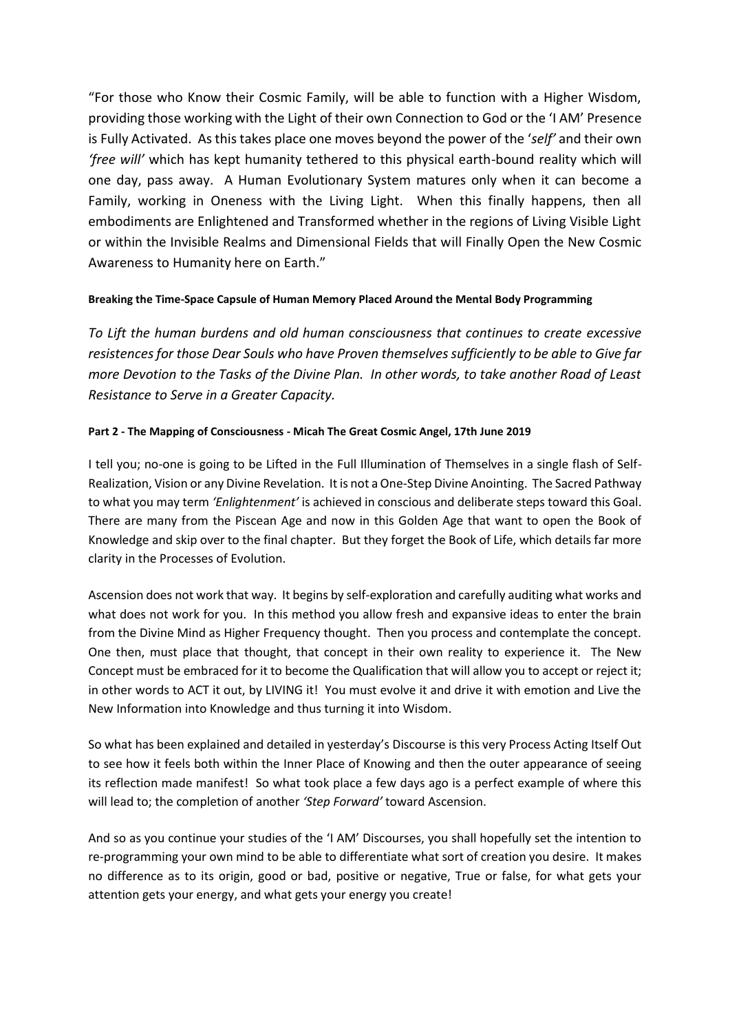"For those who Know their Cosmic Family, will be able to function with a Higher Wisdom, providing those working with the Light of their own Connection to God or the 'I AM' Presence is Fully Activated. As this takes place one moves beyond the power of the '*self'* and their own *'free will'* which has kept humanity tethered to this physical earth-bound reality which will one day, pass away. A Human Evolutionary System matures only when it can become a Family, working in Oneness with the Living Light. When this finally happens, then all embodiments are Enlightened and Transformed whether in the regions of Living Visible Light or within the Invisible Realms and Dimensional Fields that will Finally Open the New Cosmic Awareness to Humanity here on Earth."

**Breaking the Time-Space Capsule of Human Memory Placed Around the Mental Body Programming**

*To Lift the human burdens and old human consciousness that continues to create excessive resistences for those Dear Souls who have Proven themselves sufficiently to be able to Give far more Devotion to the Tasks of the Divine Plan. In other words, to take another Road of Least Resistance to Serve in a Greater Capacity.*

**Part 2 - The Mapping of Consciousness - Micah The Great Cosmic Angel, 17th June 2019**

I tell you; no-one is going to be Lifted in the Full Illumination of Themselves in a single flash of Self-Realization, Vision or any Divine Revelation. It is not a One-Step Divine Anointing. The Sacred Pathway to what you may term *'Enlightenment'* is achieved in conscious and deliberate steps toward this Goal. There are many from the Piscean Age and now in this Golden Age that want to open the Book of Knowledge and skip over to the final chapter. But they forget the Book of Life, which details far more clarity in the Processes of Evolution.

Ascension does not work that way. It begins by self-exploration and carefully auditing what works and what does not work for you. In this method you allow fresh and expansive ideas to enter the brain from the Divine Mind as Higher Frequency thought. Then you process and contemplate the concept. One then, must place that thought, that concept in their own reality to experience it. The New Concept must be embraced for it to become the Qualification that will allow you to accept or reject it; in other words to ACT it out, by LIVING it! You must evolve it and drive it with emotion and Live the New Information into Knowledge and thus turning it into Wisdom.

So what has been explained and detailed in yesterday's Discourse is this very Process Acting Itself Out to see how it feels both within the Inner Place of Knowing and then the outer appearance of seeing its reflection made manifest! So what took place a few days ago is a perfect example of where this will lead to; the completion of another *'Step Forward'* toward Ascension.

And so as you continue your studies of the 'I AM' Discourses, you shall hopefully set the intention to re-programming your own mind to be able to differentiate what sort of creation you desire. It makes no difference as to its origin, good or bad, positive or negative, True or false, for what gets your attention gets your energy, and what gets your energy you create!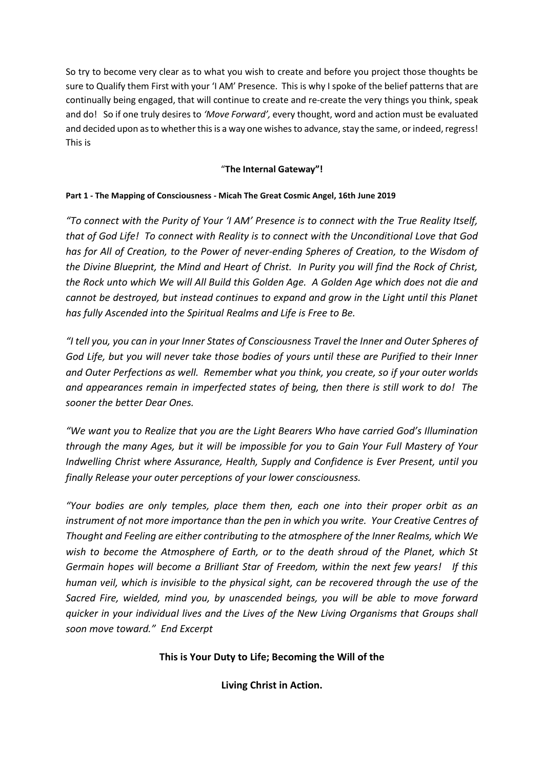So try to become very clear as to what you wish to create and before you project those thoughts be sure to Qualify them First with your 'I AM' Presence. This is why I spoke of the belief patterns that are continually being engaged, that will continue to create and re-create the very things you think, speak and do! So if one truly desires to *'Move Forward',* every thought, word and action must be evaluated and decided upon as to whether this is a way one wishes to advance, stay the same, or indeed, regress! This is

"**The Internal Gateway"!**

**Part 1 - The Mapping of Consciousness - Micah The Great Cosmic Angel, 16th June 2019**

*"To connect with the Purity of Your 'I AM' Presence is to connect with the True Reality Itself, that of God Life! To connect with Reality is to connect with the Unconditional Love that God has for All of Creation, to the Power of never-ending Spheres of Creation, to the Wisdom of the Divine Blueprint, the Mind and Heart of Christ. In Purity you will find the Rock of Christ, the Rock unto which We will All Build this Golden Age. A Golden Age which does not die and cannot be destroyed, but instead continues to expand and grow in the Light until this Planet has fully Ascended into the Spiritual Realms and Life is Free to Be.*

*"I tell you, you can in your Inner States of Consciousness Travel the Inner and Outer Spheres of God Life, but you will never take those bodies of yours until these are Purified to their Inner and Outer Perfections as well. Remember what you think, you create, so if your outer worlds and appearances remain in imperfected states of being, then there is still work to do! The sooner the better Dear Ones.*

*"We want you to Realize that you are the Light Bearers Who have carried God's Illumination through the many Ages, but it will be impossible for you to Gain Your Full Mastery of Your Indwelling Christ where Assurance, Health, Supply and Confidence is Ever Present, until you finally Release your outer perceptions of your lower consciousness.*

*"Your bodies are only temples, place them then, each one into their proper orbit as an instrument of not more importance than the pen in which you write. Your Creative Centres of Thought and Feeling are either contributing to the atmosphere of the Inner Realms, which We wish to become the Atmosphere of Earth, or to the death shroud of the Planet, which St Germain hopes will become a Brilliant Star of Freedom, within the next few years! If this human veil, which is invisible to the physical sight, can be recovered through the use of the Sacred Fire, wielded, mind you, by unascended beings, you will be able to move forward quicker in your individual lives and the Lives of the New Living Organisms that Groups shall soon move toward." End Excerpt*

**This is Your Duty to Life; Becoming the Will of the**

**Living Christ in Action.**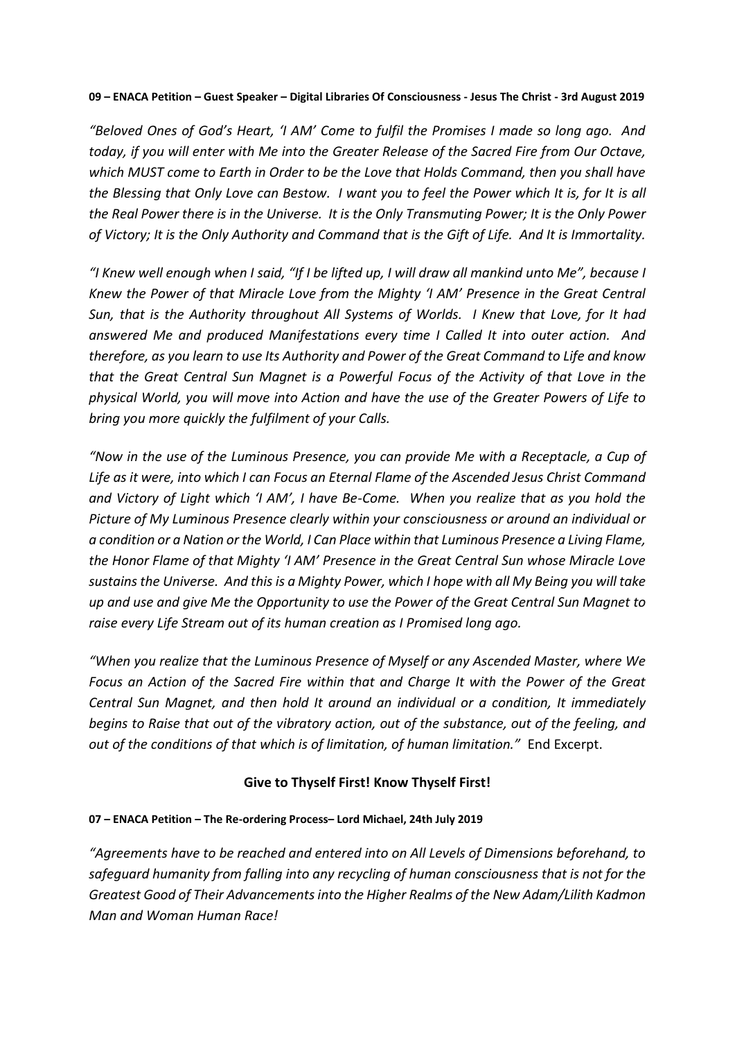**09 – ENACA Petition – Guest Speaker – Digital Libraries Of Consciousness - Jesus The Christ - 3rd August 2019**

*"Beloved Ones of God's Heart, 'I AM' Come to fulfil the Promises I made so long ago. And today, if you will enter with Me into the Greater Release of the Sacred Fire from Our Octave, which MUST come to Earth in Order to be the Love that Holds Command, then you shall have the Blessing that Only Love can Bestow. I want you to feel the Power which It is, for It is all the Real Power there is in the Universe. It is the Only Transmuting Power; It is the Only Power of Victory; It is the Only Authority and Command that is the Gift of Life. And It is Immortality.*

*"I Knew well enough when I said, "If I be lifted up, I will draw all mankind unto Me", because I Knew the Power of that Miracle Love from the Mighty 'I AM' Presence in the Great Central Sun, that is the Authority throughout All Systems of Worlds. I Knew that Love, for It had answered Me and produced Manifestations every time I Called It into outer action. And therefore, as you learn to use Its Authority and Power of the Great Command to Life and know that the Great Central Sun Magnet is a Powerful Focus of the Activity of that Love in the physical World, you will move into Action and have the use of the Greater Powers of Life to bring you more quickly the fulfilment of your Calls.*

*"Now in the use of the Luminous Presence, you can provide Me with a Receptacle, a Cup of Life as it were, into which I can Focus an Eternal Flame of the Ascended Jesus Christ Command and Victory of Light which 'I AM', I have Be-Come. When you realize that as you hold the Picture of My Luminous Presence clearly within your consciousness or around an individual or a condition or a Nation or the World, I Can Place within that Luminous Presence a Living Flame, the Honor Flame of that Mighty 'I AM' Presence in the Great Central Sun whose Miracle Love sustains the Universe. And this is a Mighty Power, which I hope with all My Being you will take up and use and give Me the Opportunity to use the Power of the Great Central Sun Magnet to raise every Life Stream out of its human creation as I Promised long ago.*

*"When you realize that the Luminous Presence of Myself or any Ascended Master, where We Focus an Action of the Sacred Fire within that and Charge It with the Power of the Great Central Sun Magnet, and then hold It around an individual or a condition, It immediately begins to Raise that out of the vibratory action, out of the substance, out of the feeling, and out of the conditions of that which is of limitation, of human limitation."* End Excerpt.

**Give to Thyself First! Know Thyself First!**

**07 – ENACA Petition – The Re-ordering Process– Lord Michael, 24th July 2019**

*"Agreements have to be reached and entered into on All Levels of Dimensions beforehand, to safeguard humanity from falling into any recycling of human consciousness that is not for the Greatest Good of Their Advancements into the Higher Realms of the New Adam/Lilith Kadmon Man and Woman Human Race!*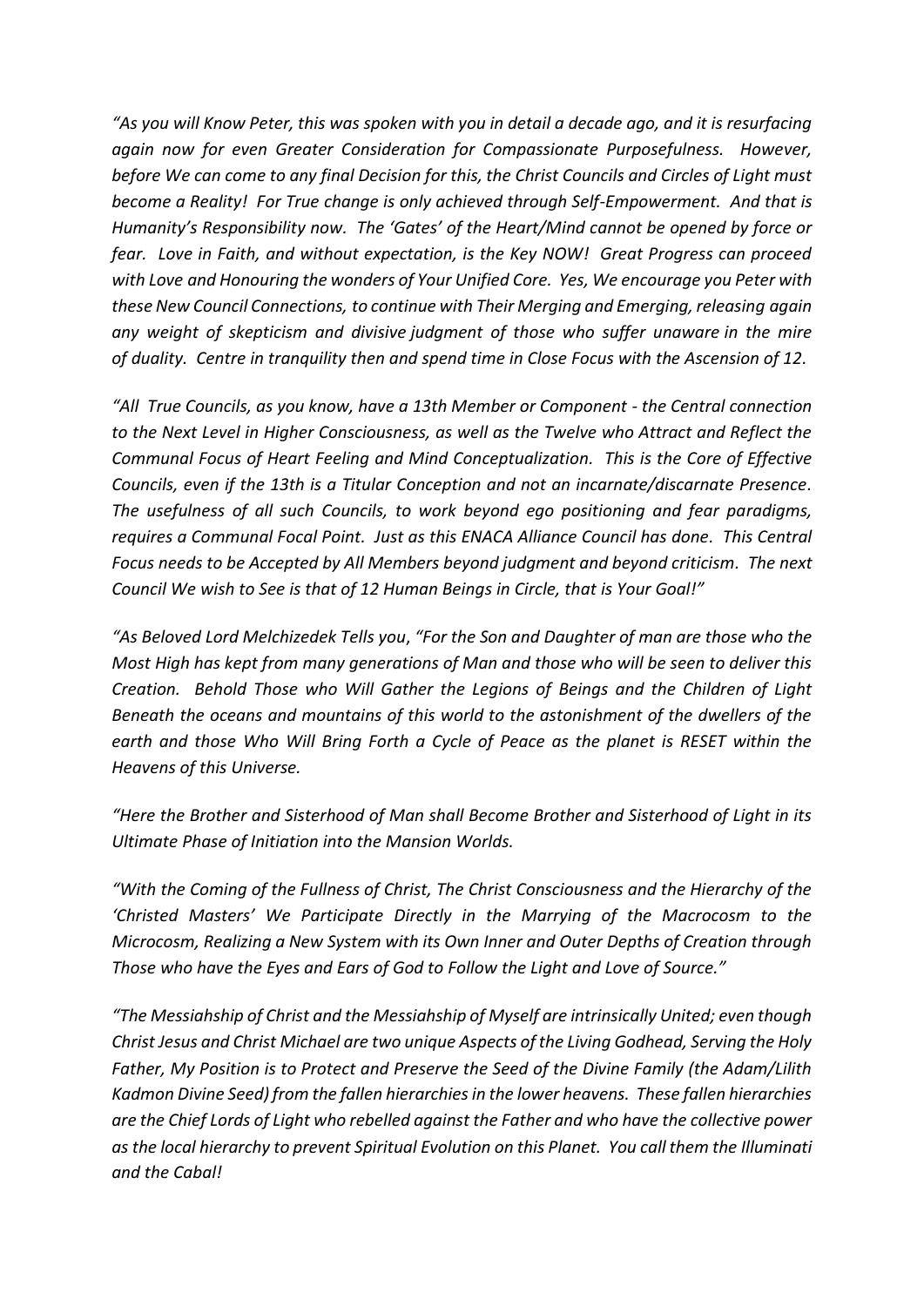*"As you will Know Peter, this was spoken with you in detail a decade ago, and it is resurfacing again now for even Greater Consideration for Compassionate Purposefulness. However, before We can come to any final Decision for this, the Christ Councils and Circles of Light must become a Reality! For True change is only achieved through Self-Empowerment. And that is Humanity's Responsibility now. The 'Gates' of the Heart/Mind cannot be opened by force or fear. Love in Faith, and without expectation, is the Key NOW! Great Progress can proceed with Love and Honouring the wonders of Your Unified Core. Yes, We encourage you Peter with these New Council Connections, to continue with Their Merging and Emerging, releasing again any weight of skepticism and divisive judgment of those who suffer unaware in the mire of duality. Centre in tranquility then and spend time in Close Focus with the Ascension of 12.*

*"All True Councils, as you know, have a 13th Member or Component - the Central connection to the Next Level in Higher Consciousness, as well as the Twelve who Attract and Reflect the Communal Focus of Heart Feeling and Mind Conceptualization. This is the Core of Effective Councils, even if the 13th is a Titular Conception and not an incarnate/discarnate Presence. The usefulness of all such Councils, to work beyond ego positioning and fear paradigms, requires a Communal Focal Point. Just as this ENACA Alliance Council has done. This Central Focus needs to be Accepted by All Members beyond judgment and beyond criticism. The next Council We wish to See is that of 12 Human Beings in Circle, that is Your Goal!"*

*"As Beloved Lord Melchizedek Tells you, "For the Son and Daughter of man are those who the Most High has kept from many generations of Man and those who will be seen to deliver this Creation. Behold Those who Will Gather the Legions of Beings and the Children of Light Beneath the oceans and mountains of this world to the astonishment of the dwellers of the earth and those Who Will Bring Forth a Cycle of Peace as the planet is RESET within the Heavens of this Universe.*

*"Here the Brother and Sisterhood of Man shall Become Brother and Sisterhood of Light in its Ultimate Phase of Initiation into the Mansion Worlds.*

*"With the Coming of the Fullness of Christ, The Christ Consciousness and the Hierarchy of the 'Christed Masters' We Participate Directly in the Marrying of the Macrocosm to the Microcosm, Realizing a New System with its Own Inner and Outer Depths of Creation through Those who have the Eyes and Ears of God to Follow the Light and Love of Source."*

*"The Messiahship of Christ and the Messiahship of Myself are intrinsically United; even though Christ Jesus and Christ Michael are two unique Aspects of the Living Godhead, Serving the Holy Father, My Position is to Protect and Preserve the Seed of the Divine Family (the Adam/Lilith Kadmon Divine Seed) from the fallen hierarchies in the lower heavens. These fallen hierarchies are the Chief Lords of Light who rebelled against the Father and who have the collective power as the local hierarchy to prevent Spiritual Evolution on this Planet. You call them the Illuminati and the Cabal!*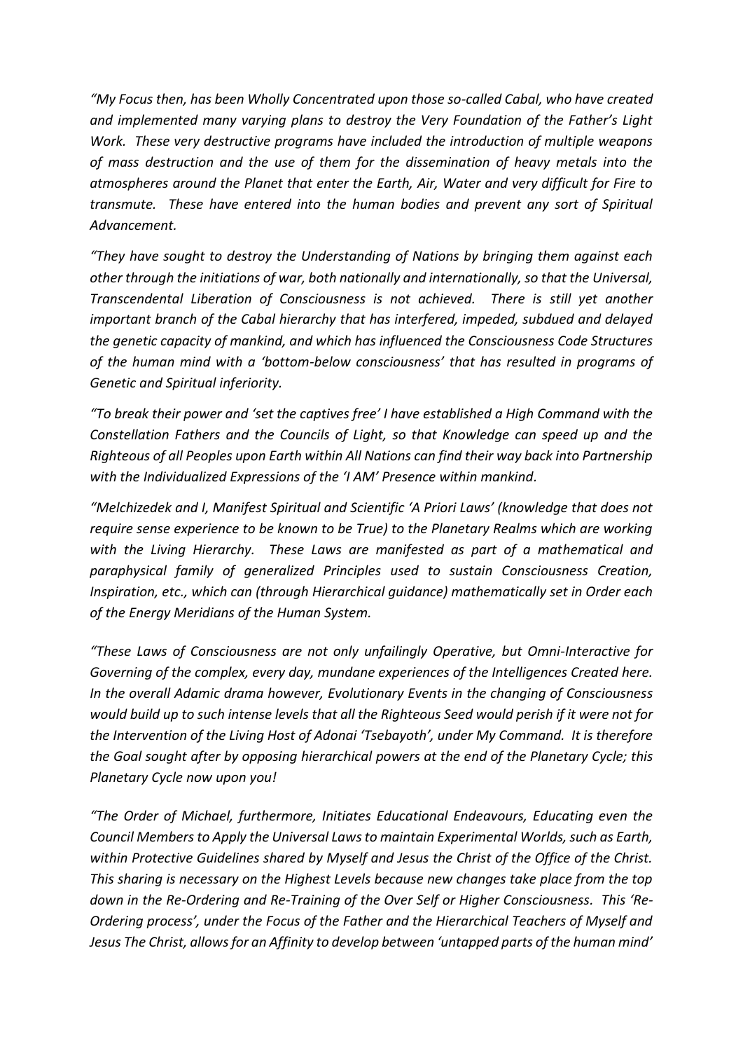*"My Focus then, has been Wholly Concentrated upon those so-called Cabal, who have created and implemented many varying plans to destroy the Very Foundation of the Father's Light Work. These very destructive programs have included the introduction of multiple weapons of mass destruction and the use of them for the dissemination of heavy metals into the atmospheres around the Planet that enter the Earth, Air, Water and very difficult for Fire to transmute. These have entered into the human bodies and prevent any sort of Spiritual Advancement.*

*"They have sought to destroy the Understanding of Nations by bringing them against each other through the initiations of war, both nationally and internationally, so that the Universal, Transcendental Liberation of Consciousness is not achieved. There is still yet another important branch of the Cabal hierarchy that has interfered, impeded, subdued and delayed the genetic capacity of mankind, and which has influenced the Consciousness Code Structures of the human mind with a 'bottom-below consciousness' that has resulted in programs of Genetic and Spiritual inferiority.*

*"To break their power and 'set the captives free' I have established a High Command with the Constellation Fathers and the Councils of Light, so that Knowledge can speed up and the Righteous of all Peoples upon Earth within All Nations can find their way back into Partnership with the Individualized Expressions of the 'I AM' Presence within mankind.*

*"Melchizedek and I, Manifest Spiritual and Scientific 'A Priori Laws' (knowledge that does not require sense experience to be known to be True) to the Planetary Realms which are working with the Living Hierarchy. These Laws are manifested as part of a mathematical and paraphysical family of generalized Principles used to sustain Consciousness Creation, Inspiration, etc., which can (through Hierarchical guidance) mathematically set in Order each of the Energy Meridians of the Human System.*

*"These Laws of Consciousness are not only unfailingly Operative, but Omni-Interactive for Governing of the complex, every day, mundane experiences of the Intelligences Created here. In the overall Adamic drama however, Evolutionary Events in the changing of Consciousness would build up to such intense levels that all the Righteous Seed would perish if it were not for the Intervention of the Living Host of Adonai 'Tsebayoth', under My Command. It is therefore the Goal sought after by opposing hierarchical powers at the end of the Planetary Cycle; this Planetary Cycle now upon you!*

*"The Order of Michael, furthermore, Initiates Educational Endeavours, Educating even the Council Members to Apply the Universal Laws to maintain Experimental Worlds, such as Earth, within Protective Guidelines shared by Myself and Jesus the Christ of the Office of the Christ. This sharing is necessary on the Highest Levels because new changes take place from the top down in the Re-Ordering and Re-Training of the Over Self or Higher Consciousness. This 'Re-Ordering process', under the Focus of the Father and the Hierarchical Teachers of Myself and Jesus The Christ, allows for an Affinity to develop between 'untapped parts of the human mind'*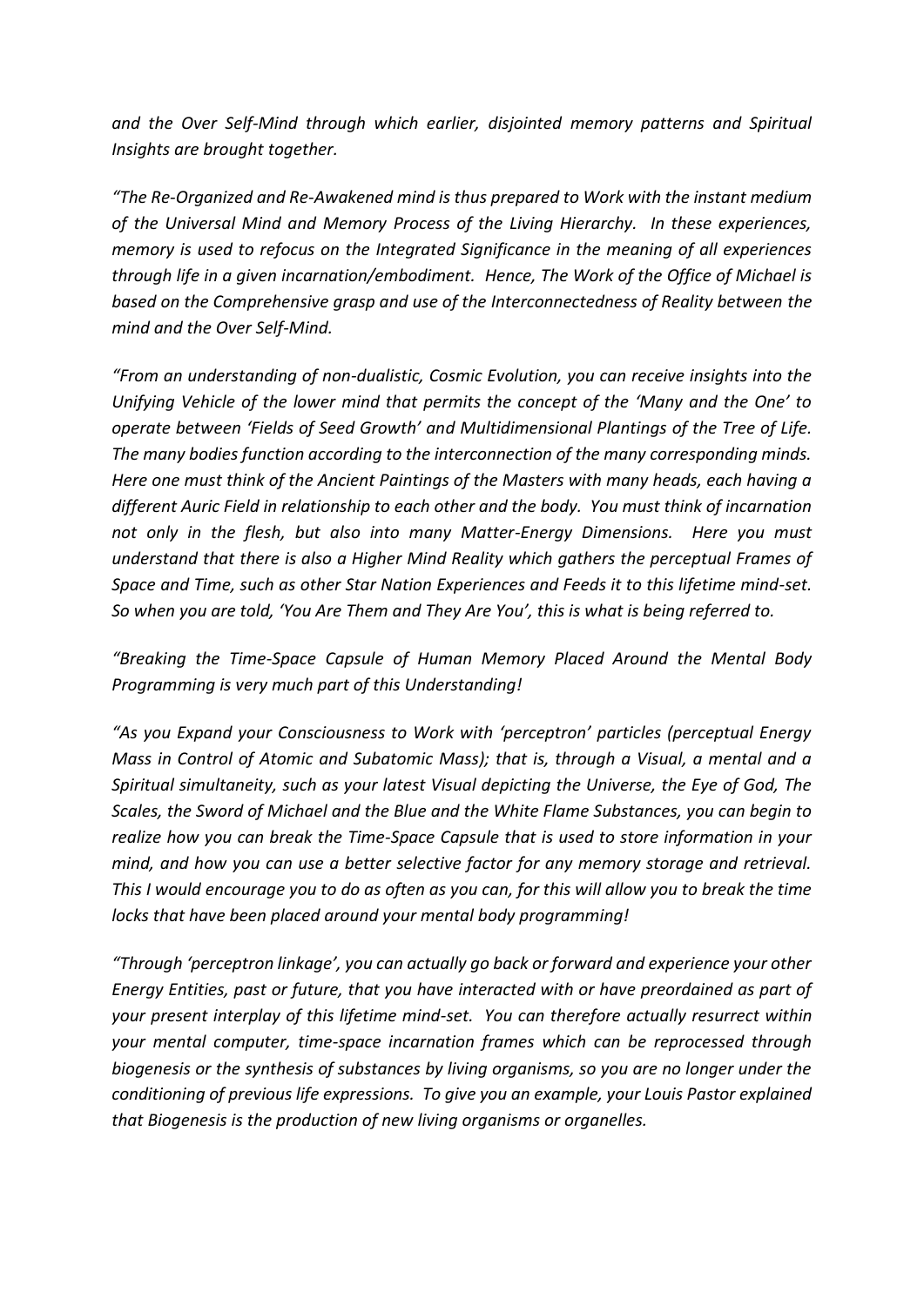*and the Over Self-Mind through which earlier, disjointed memory patterns and Spiritual Insights are brought together.*

*"The Re-Organized and Re-Awakened mind is thus prepared to Work with the instant medium of the Universal Mind and Memory Process of the Living Hierarchy. In these experiences, memory is used to refocus on the Integrated Significance in the meaning of all experiences through life in a given incarnation/embodiment. Hence, The Work of the Office of Michael is based on the Comprehensive grasp and use of the Interconnectedness of Reality between the mind and the Over Self-Mind.*

*"From an understanding of non-dualistic, Cosmic Evolution, you can receive insights into the Unifying Vehicle of the lower mind that permits the concept of the 'Many and the One' to operate between 'Fields of Seed Growth' and Multidimensional Plantings of the Tree of Life. The many bodies function according to the interconnection of the many corresponding minds. Here one must think of the Ancient Paintings of the Masters with many heads, each having a different Auric Field in relationship to each other and the body. You must think of incarnation not only in the flesh, but also into many Matter-Energy Dimensions. Here you must understand that there is also a Higher Mind Reality which gathers the perceptual Frames of Space and Time, such as other Star Nation Experiences and Feeds it to this lifetime mind-set. So when you are told, 'You Are Them and They Are You', this is what is being referred to.*

*"Breaking the Time-Space Capsule of Human Memory Placed Around the Mental Body Programming is very much part of this Understanding!*

*"As you Expand your Consciousness to Work with 'perceptron' particles (perceptual Energy Mass in Control of Atomic and Subatomic Mass); that is, through a Visual, a mental and a Spiritual simultaneity, such as your latest Visual depicting the Universe, the Eye of God, The Scales, the Sword of Michael and the Blue and the White Flame Substances, you can begin to realize how you can break the Time-Space Capsule that is used to store information in your mind, and how you can use a better selective factor for any memory storage and retrieval. This I would encourage you to do as often as you can, for this will allow you to break the time locks that have been placed around your mental body programming!*

*"Through 'perceptron linkage', you can actually go back or forward and experience your other Energy Entities, past or future, that you have interacted with or have preordained as part of your present interplay of this lifetime mind-set. You can therefore actually resurrect within your mental computer, time-space incarnation frames which can be reprocessed through biogenesis or the synthesis of substances by living organisms, so you are no longer under the conditioning of previous life expressions. To give you an example, your Louis Pastor explained that Biogenesis is the production of new living organisms or organelles.*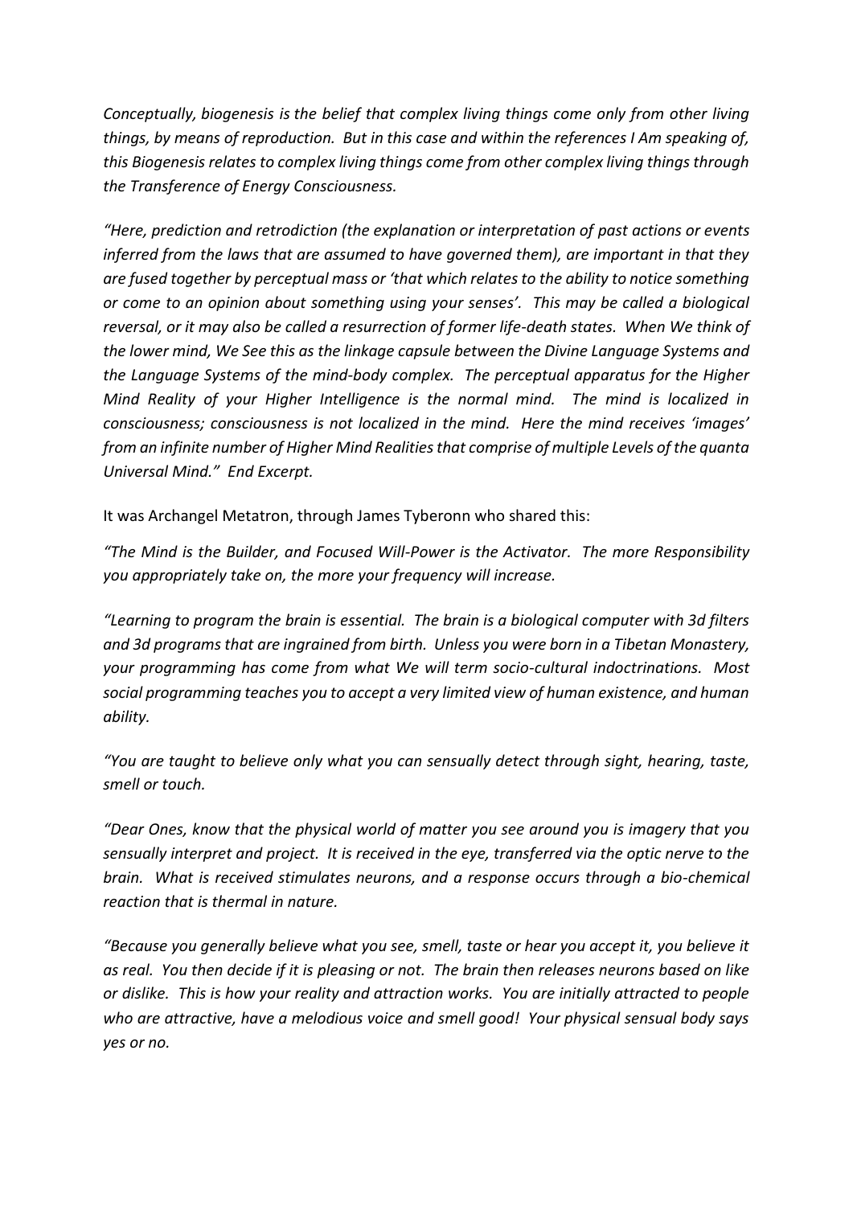*Conceptually, biogenesis is the belief that complex living things come only from other living things, by means of reproduction. But in this case and within the references I Am speaking of, this Biogenesis relates to complex living things come from other complex living things through the Transference of Energy Consciousness.*

*"Here, prediction and retrodiction (the explanation or interpretation of past actions or events inferred from the laws that are assumed to have governed them), are important in that they are fused together by perceptual mass or 'that which relates to the ability to notice something or come to an opinion about something using your senses'. This may be called a biological reversal, or it may also be called a resurrection of former life-death states. When We think of the lower mind, We See this as the linkage capsule between the Divine Language Systems and the Language Systems of the mind-body complex. The perceptual apparatus for the Higher Mind Reality of your Higher Intelligence is the normal mind. The mind is localized in consciousness; consciousness is not localized in the mind. Here the mind receives 'images' from an infinite number of Higher Mind Realities that comprise of multiple Levels of the quanta Universal Mind." End Excerpt.*

It was Archangel Metatron, through James Tyberonn who shared this:

*"The Mind is the Builder, and Focused Will-Power is the Activator. The more Responsibility you appropriately take on, the more your frequency will increase.*

*"Learning to program the brain is essential. The brain is a biological computer with 3d filters and 3d programs that are ingrained from birth. Unless you were born in a Tibetan Monastery, your programming has come from what We will term socio-cultural indoctrinations. Most social programming teaches you to accept a very limited view of human existence, and human ability.*

*"You are taught to believe only what you can sensually detect through sight, hearing, taste, smell or touch.*

*"Dear Ones, know that the physical world of matter you see around you is imagery that you sensually interpret and project. It is received in the eye, transferred via the optic nerve to the brain. What is received stimulates neurons, and a response occurs through a bio-chemical reaction that is thermal in nature.*

*"Because you generally believe what you see, smell, taste or hear you accept it, you believe it as real. You then decide if it is pleasing or not. The brain then releases neurons based on like or dislike. This is how your reality and attraction works. You are initially attracted to people who are attractive, have a melodious voice and smell good! Your physical sensual body says yes or no.*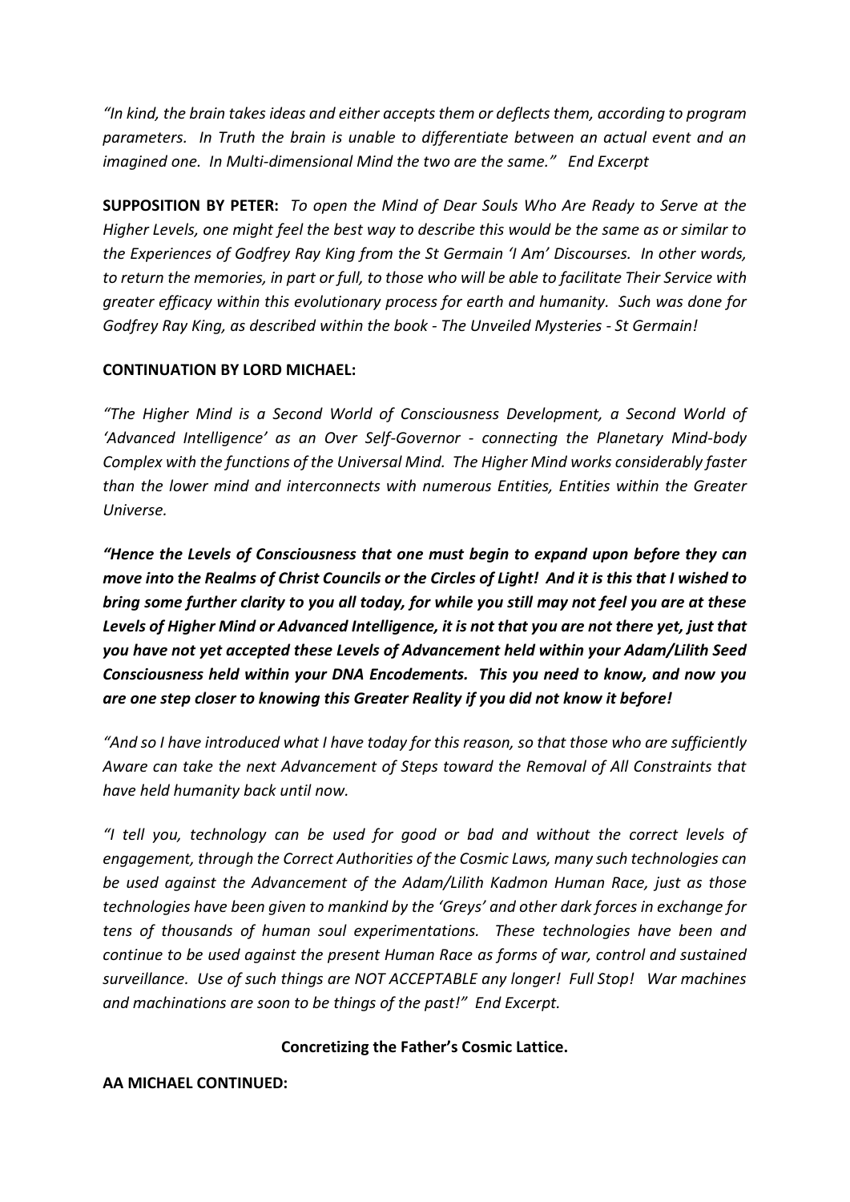*"In kind, the brain takes ideas and either accepts them or deflects them, according to program parameters. In Truth the brain is unable to differentiate between an actual event and an imagined one. In Multi-dimensional Mind the two are the same." End Excerpt*

**SUPPOSITION BY PETER:** *To open the Mind of Dear Souls Who Are Ready to Serve at the Higher Levels, one might feel the best way to describe this would be the same as or similar to the Experiences of Godfrey Ray King from the St Germain 'I Am' Discourses. In other words, to return the memories, in part or full, to those who will be able to facilitate Their Service with greater efficacy within this evolutionary process for earth and humanity. Such was done for Godfrey Ray King, as described within the book - The Unveiled Mysteries - St Germain!*

**CONTINUATION BY LORD MICHAEL:**

*"The Higher Mind is a Second World of Consciousness Development, a Second World of 'Advanced Intelligence' as an Over Self-Governor - connecting the Planetary Mind-body Complex with the functions of the Universal Mind. The Higher Mind works considerably faster than the lower mind and interconnects with numerous Entities, Entities within the Greater Universe.*

***"Hence the Levels of Consciousness that one must begin to expand upon before they can move into the Realms of Christ Councils or the Circles of Light! And it is this that I wished to bring some further clarity to you all today, for while you still may not feel you are at these Levels of Higher Mind or Advanced Intelligence, it is not that you are not there yet, just that you have not yet accepted these Levels of Advancement held within your Adam/Lilith Seed Consciousness held within your DNA Encodements. This you need to know, and now you are one step closer to knowing this Greater Reality if you did not know it before!***

*"And so I have introduced what I have today for this reason, so that those who are sufficiently Aware can take the next Advancement of Steps toward the Removal of All Constraints that have held humanity back until now.*

*"I tell you, technology can be used for good or bad and without the correct levels of engagement, through the Correct Authorities of the Cosmic Laws, many such technologies can be used against the Advancement of the Adam/Lilith Kadmon Human Race, just as those technologies have been given to mankind by the 'Greys' and other dark forces in exchange for tens of thousands of human soul experimentations. These technologies have been and continue to be used against the present Human Race as forms of war, control and sustained surveillance. Use of such things are NOT ACCEPTABLE any longer! Full Stop! War machines and machinations are soon to be things of the past!" End Excerpt.*

**Concretizing the Father's Cosmic Lattice.**

**AA MICHAEL CONTINUED:**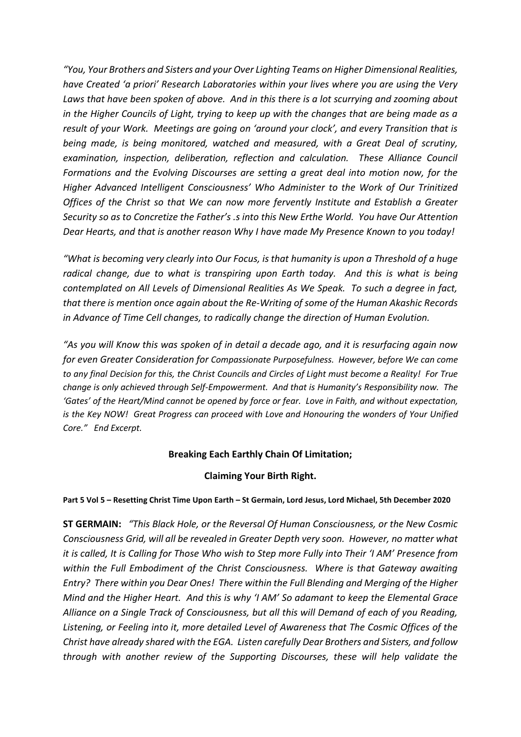*"You, Your Brothers and Sisters and your Over Lighting Teams on Higher Dimensional Realities, have Created 'a priori' Research Laboratories within your lives where you are using the Very Laws that have been spoken of above. And in this there is a lot scurrying and zooming about in the Higher Councils of Light, trying to keep up with the changes that are being made as a result of your Work. Meetings are going on 'around your clock', and every Transition that is being made, is being monitored, watched and measured, with a Great Deal of scrutiny, examination, inspection, deliberation, reflection and calculation. These Alliance Council Formations and the Evolving Discourses are setting a great deal into motion now, for the Higher Advanced Intelligent Consciousness' Who Administer to the Work of Our Trinitized Offices of the Christ so that We can now more fervently Institute and Establish a Greater Security so as to Concretize the Father's .s into this New Erthe World. You have Our Attention Dear Hearts, and that is another reason Why I have made My Presence Known to you today!*

*"What is becoming very clearly into Our Focus, is that humanity is upon a Threshold of a huge radical change, due to what is transpiring upon Earth today. And this is what is being contemplated on All Levels of Dimensional Realities As We Speak. To such a degree in fact, that there is mention once again about the Re-Writing of some of the Human Akashic Records in Advance of Time Cell changes, to radically change the direction of Human Evolution.*

*"As you will Know this was spoken of in detail a decade ago, and it is resurfacing again now for even Greater Consideration for Compassionate Purposefulness. However, before We can come to any final Decision for this, the Christ Councils and Circles of Light must become a Reality! For True change is only achieved through Self-Empowerment. And that is Humanity's Responsibility now. The 'Gates' of the Heart/Mind cannot be opened by force or fear. Love in Faith, and without expectation, is the Key NOW! Great Progress can proceed with Love and Honouring the wonders of Your Unified Core." End Excerpt.*

**Breaking Each Earthly Chain Of Limitation;**

**Claiming Your Birth Right.**

**Part 5 Vol 5 – Resetting Christ Time Upon Earth – St Germain, Lord Jesus, Lord Michael, 5th December 2020**

**ST GERMAIN:** *"This Black Hole, or the Reversal Of Human Consciousness, or the New Cosmic Consciousness Grid, will all be revealed in Greater Depth very soon. However, no matter what it is called, It is Calling for Those Who wish to Step more Fully into Their 'I AM' Presence from within the Full Embodiment of the Christ Consciousness. Where is that Gateway awaiting Entry? There within you Dear Ones! There within the Full Blending and Merging of the Higher Mind and the Higher Heart. And this is why 'I AM' So adamant to keep the Elemental Grace Alliance on a Single Track of Consciousness, but all this will Demand of each of you Reading, Listening, or Feeling into it, more detailed Level of Awareness that The Cosmic Offices of the Christ have already shared with the EGA. Listen carefully Dear Brothers and Sisters, and follow through with another review of the Supporting Discourses, these will help validate the*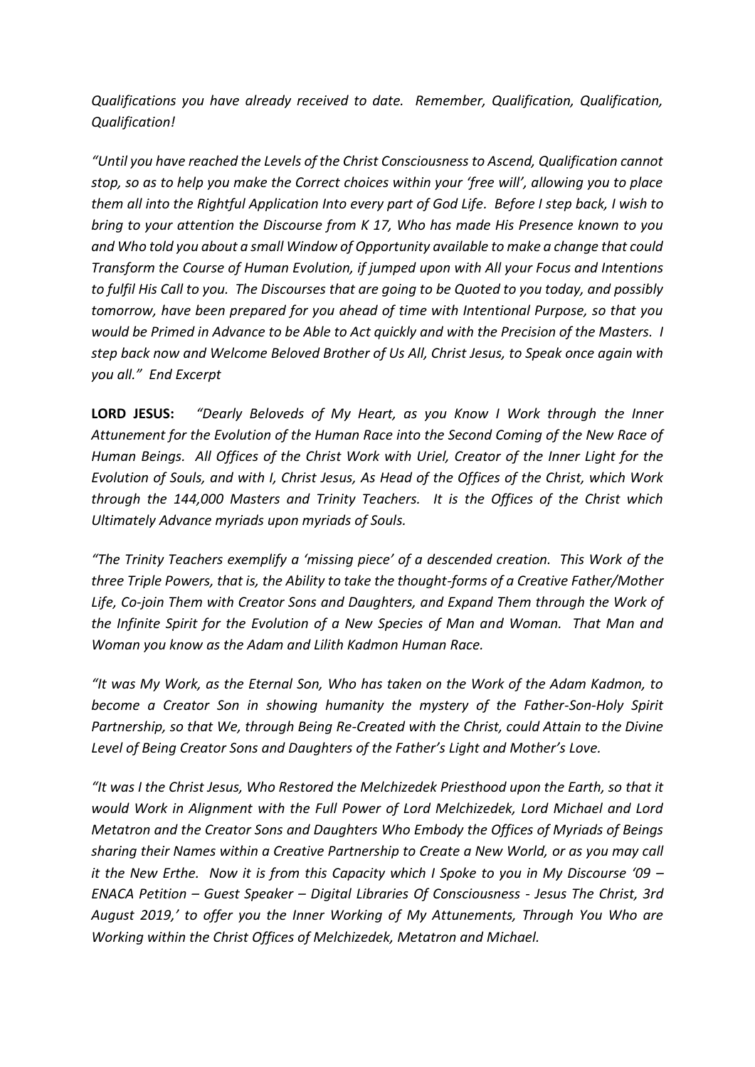*Qualifications you have already received to date. Remember, Qualification, Qualification, Qualification!*

*"Until you have reached the Levels of the Christ Consciousness to Ascend, Qualification cannot stop, so as to help you make the Correct choices within your 'free will', allowing you to place them all into the Rightful Application Into every part of God Life. Before I step back, I wish to bring to your attention the Discourse from K 17, Who has made His Presence known to you and Who told you about a small Window of Opportunity available to make a change that could Transform the Course of Human Evolution, if jumped upon with All your Focus and Intentions to fulfil His Call to you. The Discourses that are going to be Quoted to you today, and possibly tomorrow, have been prepared for you ahead of time with Intentional Purpose, so that you would be Primed in Advance to be Able to Act quickly and with the Precision of the Masters. I step back now and Welcome Beloved Brother of Us All, Christ Jesus, to Speak once again with you all." End Excerpt*

**LORD JESUS:** *"Dearly Beloveds of My Heart, as you Know I Work through the Inner Attunement for the Evolution of the Human Race into the Second Coming of the New Race of Human Beings. All Offices of the Christ Work with Uriel, Creator of the Inner Light for the Evolution of Souls, and with I, Christ Jesus, As Head of the Offices of the Christ, which Work through the 144,000 Masters and Trinity Teachers. It is the Offices of the Christ which Ultimately Advance myriads upon myriads of Souls.*

*"The Trinity Teachers exemplify a 'missing piece' of a descended creation. This Work of the three Triple Powers, that is, the Ability to take the thought-forms of a Creative Father/Mother Life, Co-join Them with Creator Sons and Daughters, and Expand Them through the Work of the Infinite Spirit for the Evolution of a New Species of Man and Woman. That Man and Woman you know as the Adam and Lilith Kadmon Human Race.*

*"It was My Work, as the Eternal Son, Who has taken on the Work of the Adam Kadmon, to become a Creator Son in showing humanity the mystery of the Father-Son-Holy Spirit Partnership, so that We, through Being Re-Created with the Christ, could Attain to the Divine Level of Being Creator Sons and Daughters of the Father's Light and Mother's Love.*

*"It was I the Christ Jesus, Who Restored the Melchizedek Priesthood upon the Earth, so that it would Work in Alignment with the Full Power of Lord Melchizedek, Lord Michael and Lord Metatron and the Creator Sons and Daughters Who Embody the Offices of Myriads of Beings sharing their Names within a Creative Partnership to Create a New World, or as you may call it the New Erthe. Now it is from this Capacity which I Spoke to you in My Discourse '09 – ENACA Petition – Guest Speaker – Digital Libraries Of Consciousness - Jesus The Christ, 3rd August 2019,' to offer you the Inner Working of My Attunements, Through You Who are Working within the Christ Offices of Melchizedek, Metatron and Michael.*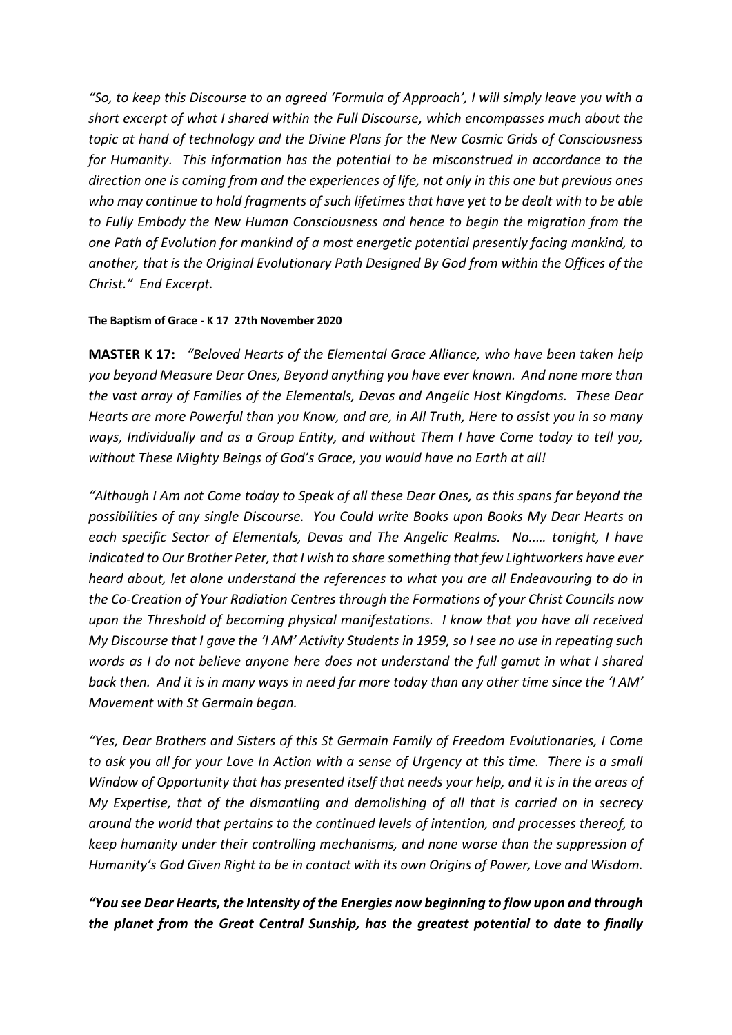*"So, to keep this Discourse to an agreed 'Formula of Approach', I will simply leave you with a short excerpt of what I shared within the Full Discourse, which encompasses much about the topic at hand of technology and the Divine Plans for the New Cosmic Grids of Consciousness for Humanity. This information has the potential to be misconstrued in accordance to the direction one is coming from and the experiences of life, not only in this one but previous ones who may continue to hold fragments of such lifetimes that have yet to be dealt with to be able to Fully Embody the New Human Consciousness and hence to begin the migration from the one Path of Evolution for mankind of a most energetic potential presently facing mankind, to another, that is the Original Evolutionary Path Designed By God from within the Offices of the Christ." End Excerpt.*

**The Baptism of Grace - K 17 27th November 2020**

**MASTER K 17:** *"Beloved Hearts of the Elemental Grace Alliance, who have been taken help you beyond Measure Dear Ones, Beyond anything you have ever known. And none more than the vast array of Families of the Elementals, Devas and Angelic Host Kingdoms. These Dear Hearts are more Powerful than you Know, and are, in All Truth, Here to assist you in so many ways, Individually and as a Group Entity, and without Them I have Come today to tell you, without These Mighty Beings of God's Grace, you would have no Earth at all!*

*"Although I Am not Come today to Speak of all these Dear Ones, as this spans far beyond the possibilities of any single Discourse. You Could write Books upon Books My Dear Hearts on each specific Sector of Elementals, Devas and The Angelic Realms. No..… tonight, I have indicated to Our Brother Peter, that I wish to share something that few Lightworkers have ever heard about, let alone understand the references to what you are all Endeavouring to do in the Co-Creation of Your Radiation Centres through the Formations of your Christ Councils now upon the Threshold of becoming physical manifestations. I know that you have all received My Discourse that I gave the 'I AM' Activity Students in 1959, so I see no use in repeating such words as I do not believe anyone here does not understand the full gamut in what I shared back then. And it is in many ways in need far more today than any other time since the 'I AM' Movement with St Germain began.*

*"Yes, Dear Brothers and Sisters of this St Germain Family of Freedom Evolutionaries, I Come to ask you all for your Love In Action with a sense of Urgency at this time. There is a small Window of Opportunity that has presented itself that needs your help, and it is in the areas of My Expertise, that of the dismantling and demolishing of all that is carried on in secrecy around the world that pertains to the continued levels of intention, and processes thereof, to keep humanity under their controlling mechanisms, and none worse than the suppression of Humanity's God Given Right to be in contact with its own Origins of Power, Love and Wisdom.*

***"You see Dear Hearts, the Intensity of the Energies now beginning to flow upon and through the planet from the Great Central Sunship, has the greatest potential to date to finally***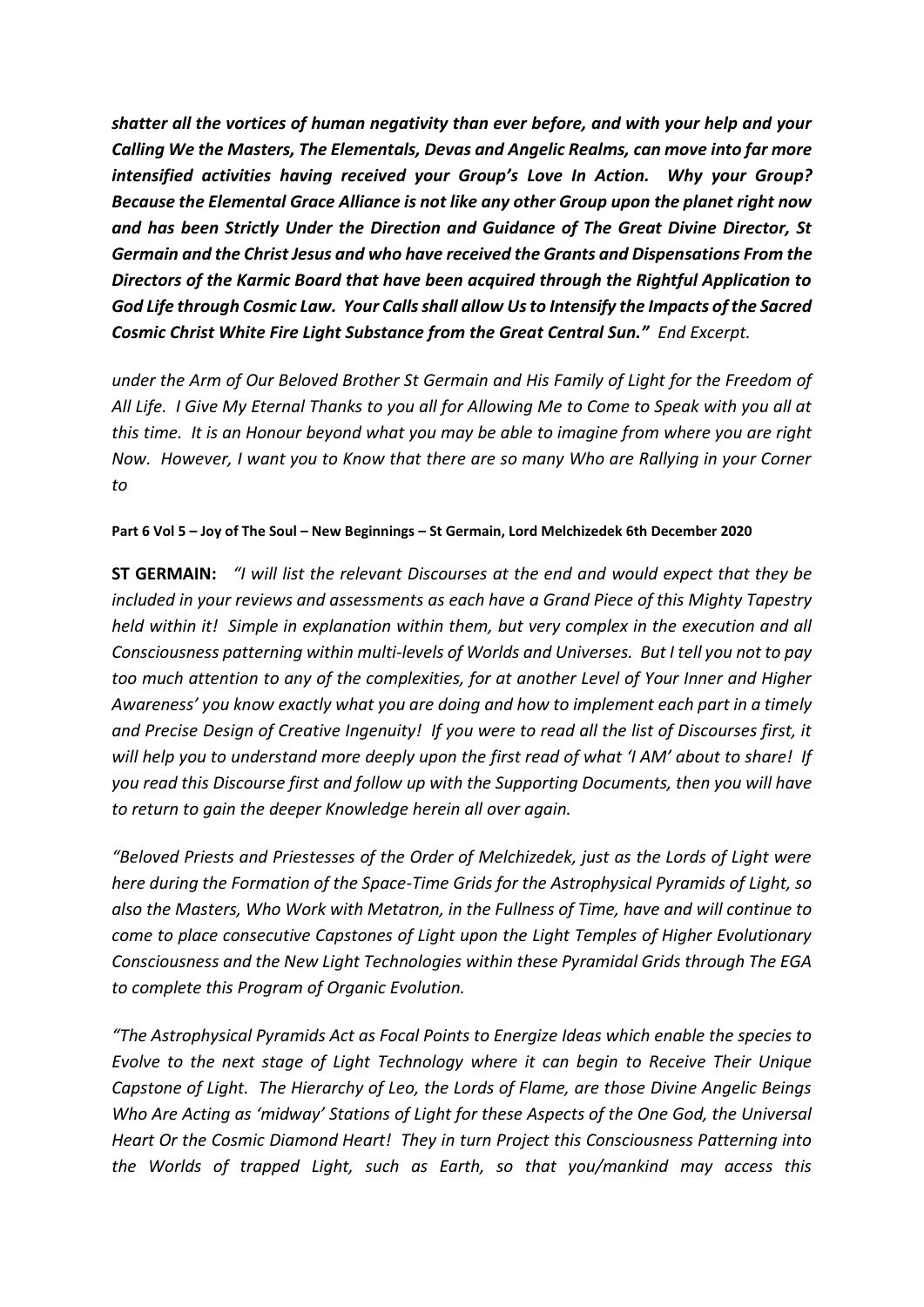***shatter all the vortices of human negativity than ever before, and with your help and your Calling We the Masters, The Elementals, Devas and Angelic Realms, can move into far more intensified activities having received your Group's Love In Action. Why your Group? Because the Elemental Grace Alliance is not like any other Group upon the planet right now and has been Strictly Under the Direction and Guidance of The Great Divine Director, St Germain and the Christ Jesus and who have received the Grants and Dispensations From the Directors of the Karmic Board that have been acquired through the Rightful Application to God Life through Cosmic Law. Your Calls shall allow Us to Intensify the Impacts of the Sacred Cosmic Christ White Fire Light Substance from the Great Central Sun."*** *End Excerpt.*

*under the Arm of Our Beloved Brother St Germain and His Family of Light for the Freedom of All Life. I Give My Eternal Thanks to you all for Allowing Me to Come to Speak with you all at this time. It is an Honour beyond what you may be able to imagine from where you are right Now. However, I want you to Know that there are so many Who are Rallying in your Corner to*

**Part 6 Vol 5 – Joy of The Soul – New Beginnings – St Germain, Lord Melchizedek 6th December 2020**

**ST GERMAIN:** *"I will list the relevant Discourses at the end and would expect that they be included in your reviews and assessments as each have a Grand Piece of this Mighty Tapestry held within it! Simple in explanation within them, but very complex in the execution and all Consciousness patterning within multi-levels of Worlds and Universes. But I tell you not to pay too much attention to any of the complexities, for at another Level of Your Inner and Higher Awareness' you know exactly what you are doing and how to implement each part in a timely and Precise Design of Creative Ingenuity! If you were to read all the list of Discourses first, it will help you to understand more deeply upon the first read of what 'I AM' about to share! If you read this Discourse first and follow up with the Supporting Documents, then you will have to return to gain the deeper Knowledge herein all over again.*

*"Beloved Priests and Priestesses of the Order of Melchizedek, just as the Lords of Light were here during the Formation of the Space-Time Grids for the Astrophysical Pyramids of Light, so also the Masters, Who Work with Metatron, in the Fullness of Time, have and will continue to come to place consecutive Capstones of Light upon the Light Temples of Higher Evolutionary Consciousness and the New Light Technologies within these Pyramidal Grids through The EGA to complete this Program of Organic Evolution.*

*"The Astrophysical Pyramids Act as Focal Points to Energize Ideas which enable the species to Evolve to the next stage of Light Technology where it can begin to Receive Their Unique Capstone of Light. The Hierarchy of Leo, the Lords of Flame, are those Divine Angelic Beings Who Are Acting as 'midway' Stations of Light for these Aspects of the One God, the Universal Heart Or the Cosmic Diamond Heart! They in turn Project this Consciousness Patterning into the Worlds of trapped Light, such as Earth, so that you/mankind may access this*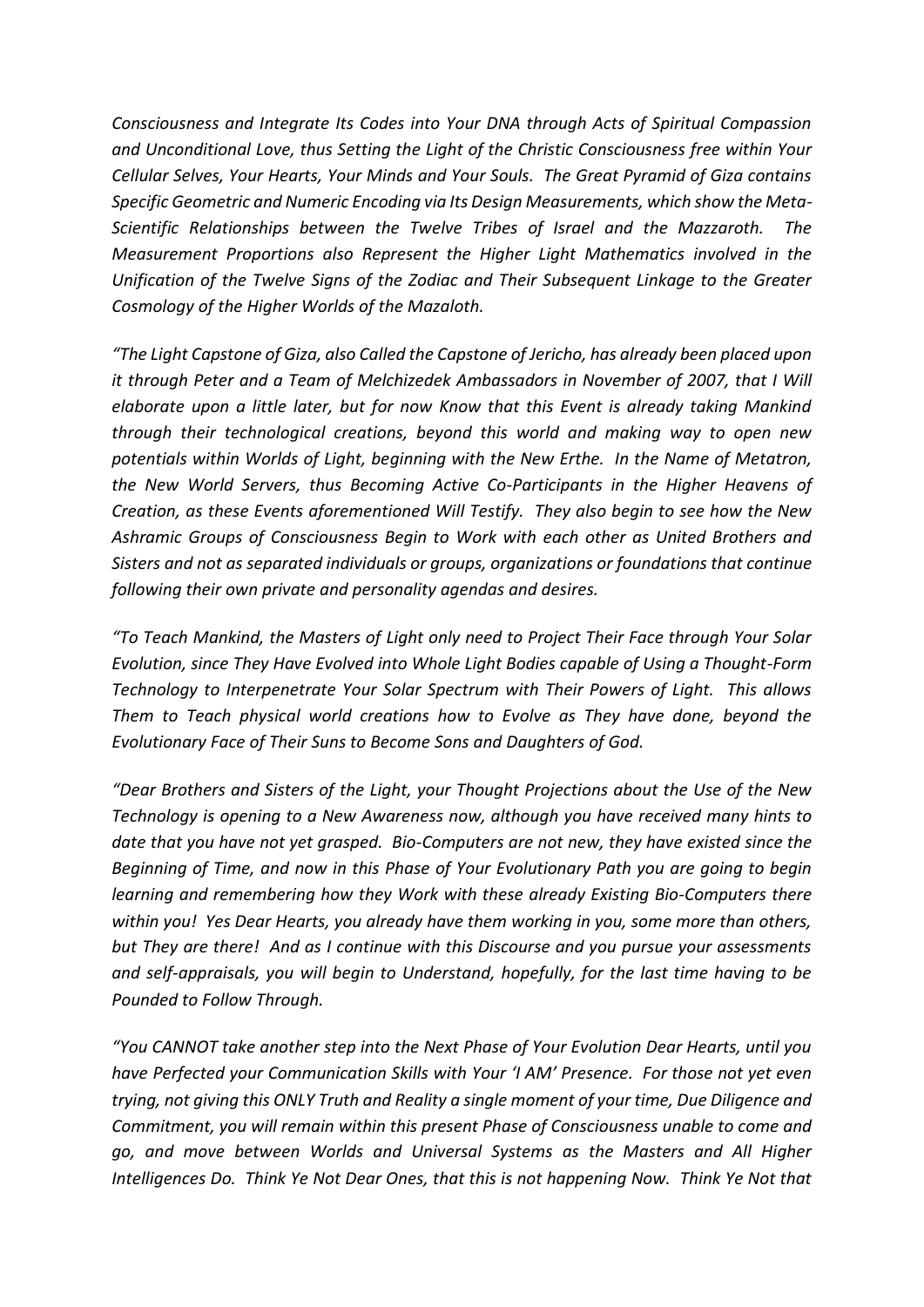*Consciousness and Integrate Its Codes into Your DNA through Acts of Spiritual Compassion and Unconditional Love, thus Setting the Light of the Christic Consciousness free within Your Cellular Selves, Your Hearts, Your Minds and Your Souls. The Great Pyramid of Giza contains Specific Geometric and Numeric Encoding via Its Design Measurements, which show the Meta-Scientific Relationships between the Twelve Tribes of Israel and the Mazzaroth. The Measurement Proportions also Represent the Higher Light Mathematics involved in the Unification of the Twelve Signs of the Zodiac and Their Subsequent Linkage to the Greater Cosmology of the Higher Worlds of the Mazaloth.*

*"The Light Capstone of Giza, also Called the Capstone of Jericho, has already been placed upon it through Peter and a Team of Melchizedek Ambassadors in November of 2007, that I Will elaborate upon a little later, but for now Know that this Event is already taking Mankind through their technological creations, beyond this world and making way to open new potentials within Worlds of Light, beginning with the New Erthe. In the Name of Metatron, the New World Servers, thus Becoming Active Co-Participants in the Higher Heavens of Creation, as these Events aforementioned Will Testify. They also begin to see how the New Ashramic Groups of Consciousness Begin to Work with each other as United Brothers and Sisters and not as separated individuals or groups, organizations or foundations that continue following their own private and personality agendas and desires.*

*"To Teach Mankind, the Masters of Light only need to Project Their Face through Your Solar Evolution, since They Have Evolved into Whole Light Bodies capable of Using a Thought-Form Technology to Interpenetrate Your Solar Spectrum with Their Powers of Light. This allows Them to Teach physical world creations how to Evolve as They have done, beyond the Evolutionary Face of Their Suns to Become Sons and Daughters of God.*

*"Dear Brothers and Sisters of the Light, your Thought Projections about the Use of the New Technology is opening to a New Awareness now, although you have received many hints to date that you have not yet grasped. Bio-Computers are not new, they have existed since the Beginning of Time, and now in this Phase of Your Evolutionary Path you are going to begin learning and remembering how they Work with these already Existing Bio-Computers there within you! Yes Dear Hearts, you already have them working in you, some more than others, but They are there! And as I continue with this Discourse and you pursue your assessments and self-appraisals, you will begin to Understand, hopefully, for the last time having to be Pounded to Follow Through.*

*"You CANNOT take another step into the Next Phase of Your Evolution Dear Hearts, until you have Perfected your Communication Skills with Your 'I AM' Presence. For those not yet even trying, not giving this ONLY Truth and Reality a single moment of your time, Due Diligence and Commitment, you will remain within this present Phase of Consciousness unable to come and go, and move between Worlds and Universal Systems as the Masters and All Higher Intelligences Do. Think Ye Not Dear Ones, that this is not happening Now. Think Ye Not that*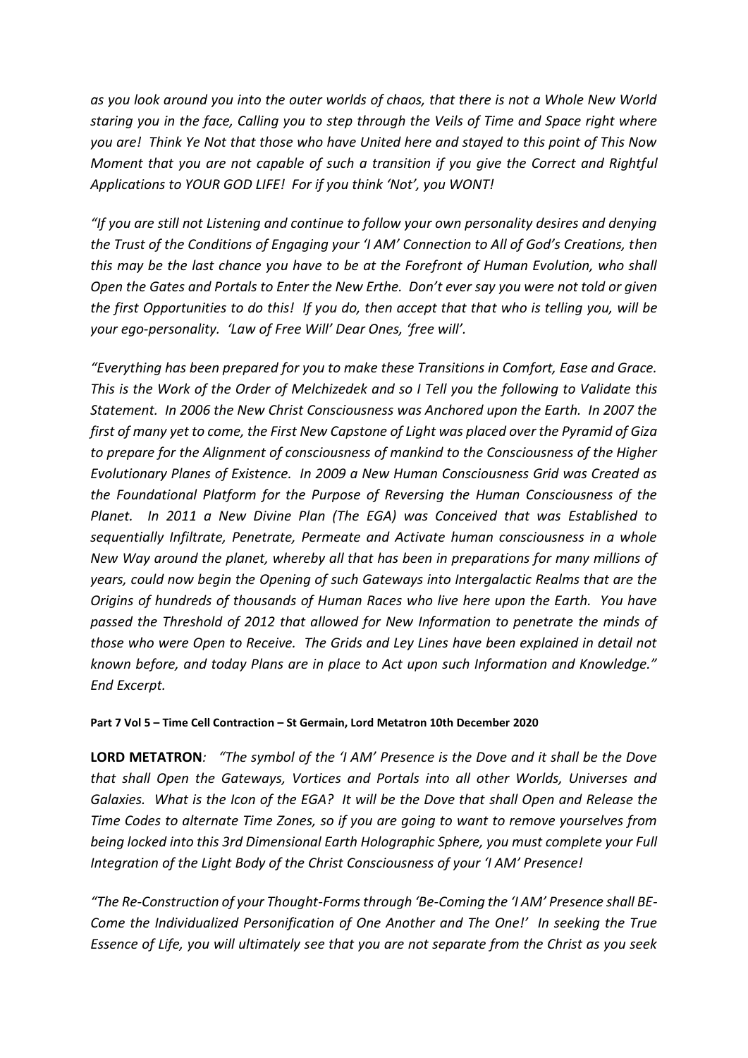*as you look around you into the outer worlds of chaos, that there is not a Whole New World staring you in the face, Calling you to step through the Veils of Time and Space right where you are! Think Ye Not that those who have United here and stayed to this point of This Now Moment that you are not capable of such a transition if you give the Correct and Rightful Applications to YOUR GOD LIFE! For if you think 'Not', you WONT!*

*"If you are still not Listening and continue to follow your own personality desires and denying the Trust of the Conditions of Engaging your 'I AM' Connection to All of God's Creations, then this may be the last chance you have to be at the Forefront of Human Evolution, who shall Open the Gates and Portals to Enter the New Erthe. Don't ever say you were not told or given the first Opportunities to do this! If you do, then accept that that who is telling you, will be your ego-personality. 'Law of Free Will' Dear Ones, 'free will'.*

*"Everything has been prepared for you to make these Transitions in Comfort, Ease and Grace. This is the Work of the Order of Melchizedek and so I Tell you the following to Validate this Statement. In 2006 the New Christ Consciousness was Anchored upon the Earth. In 2007 the first of many yet to come, the First New Capstone of Light was placed over the Pyramid of Giza to prepare for the Alignment of consciousness of mankind to the Consciousness of the Higher Evolutionary Planes of Existence. In 2009 a New Human Consciousness Grid was Created as the Foundational Platform for the Purpose of Reversing the Human Consciousness of the Planet. In 2011 a New Divine Plan (The EGA) was Conceived that was Established to sequentially Infiltrate, Penetrate, Permeate and Activate human consciousness in a whole New Way around the planet, whereby all that has been in preparations for many millions of years, could now begin the Opening of such Gateways into Intergalactic Realms that are the Origins of hundreds of thousands of Human Races who live here upon the Earth. You have passed the Threshold of 2012 that allowed for New Information to penetrate the minds of those who were Open to Receive. The Grids and Ley Lines have been explained in detail not known before, and today Plans are in place to Act upon such Information and Knowledge." End Excerpt.*

**Part 7 Vol 5 – Time Cell Contraction – St Germain, Lord Metatron 10th December 2020**

**LORD METATRON***: "The symbol of the 'I AM' Presence is the Dove and it shall be the Dove that shall Open the Gateways, Vortices and Portals into all other Worlds, Universes and Galaxies. What is the Icon of the EGA? It will be the Dove that shall Open and Release the Time Codes to alternate Time Zones, so if you are going to want to remove yourselves from being locked into this 3rd Dimensional Earth Holographic Sphere, you must complete your Full Integration of the Light Body of the Christ Consciousness of your 'I AM' Presence!*

*"The Re-Construction of your Thought-Forms through 'Be-Coming the 'I AM' Presence shall BE-Come the Individualized Personification of One Another and The One!' In seeking the True Essence of Life, you will ultimately see that you are not separate from the Christ as you seek*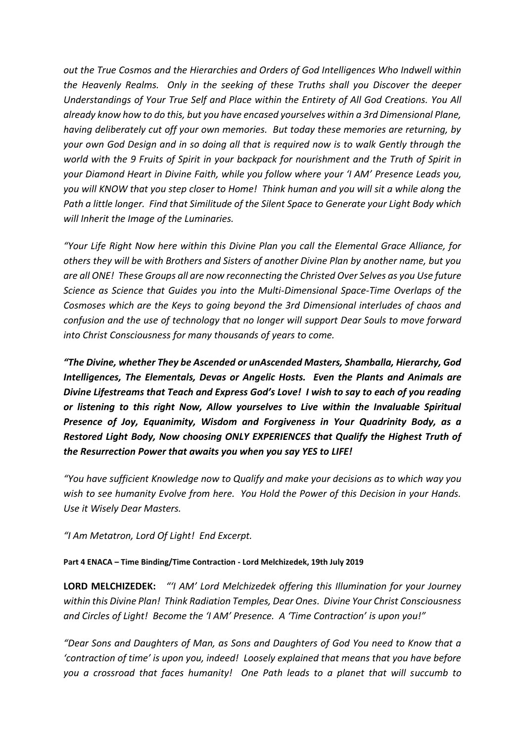*out the True Cosmos and the Hierarchies and Orders of God Intelligences Who Indwell within the Heavenly Realms. Only in the seeking of these Truths shall you Discover the deeper Understandings of Your True Self and Place within the Entirety of All God Creations. You All already know how to do this, but you have encased yourselves within a 3rd Dimensional Plane, having deliberately cut off your own memories. But today these memories are returning, by your own God Design and in so doing all that is required now is to walk Gently through the world with the 9 Fruits of Spirit in your backpack for nourishment and the Truth of Spirit in your Diamond Heart in Divine Faith, while you follow where your 'I AM' Presence Leads you, you will KNOW that you step closer to Home! Think human and you will sit a while along the Path a little longer. Find that Similitude of the Silent Space to Generate your Light Body which will Inherit the Image of the Luminaries.*

*"Your Life Right Now here within this Divine Plan you call the Elemental Grace Alliance, for others they will be with Brothers and Sisters of another Divine Plan by another name, but you are all ONE! These Groups all are now reconnecting the Christed Over Selves as you Use future Science as Science that Guides you into the Multi-Dimensional Space-Time Overlaps of the Cosmoses which are the Keys to going beyond the 3rd Dimensional interludes of chaos and confusion and the use of technology that no longer will support Dear Souls to move forward into Christ Consciousness for many thousands of years to come.*

***"The Divine, whether They be Ascended or unAscended Masters, Shamballa, Hierarchy, God Intelligences, The Elementals, Devas or Angelic Hosts. Even the Plants and Animals are Divine Lifestreams that Teach and Express God's Love! I wish to say to each of you reading or listening to this right Now, Allow yourselves to Live within the Invaluable Spiritual Presence of Joy, Equanimity, Wisdom and Forgiveness in Your Quadrinity Body, as a Restored Light Body, Now choosing ONLY EXPERIENCES that Qualify the Highest Truth of the Resurrection Power that awaits you when you say YES to LIFE!***

*"You have sufficient Knowledge now to Qualify and make your decisions as to which way you wish to see humanity Evolve from here. You Hold the Power of this Decision in your Hands. Use it Wisely Dear Masters.*

*"I Am Metatron, Lord Of Light! End Excerpt.*

**Part 4 ENACA – Time Binding/Time Contraction - Lord Melchizedek, 19th July 2019**

**LORD MELCHIZEDEK:** *"'I AM' Lord Melchizedek offering this Illumination for your Journey within this Divine Plan! Think Radiation Temples, Dear Ones. Divine Your Christ Consciousness and Circles of Light! Become the 'I AM' Presence. A 'Time Contraction' is upon you!"*

*"Dear Sons and Daughters of Man, as Sons and Daughters of God You need to Know that a 'contraction of time' is upon you, indeed! Loosely explained that means that you have before you a crossroad that faces humanity! One Path leads to a planet that will succumb to*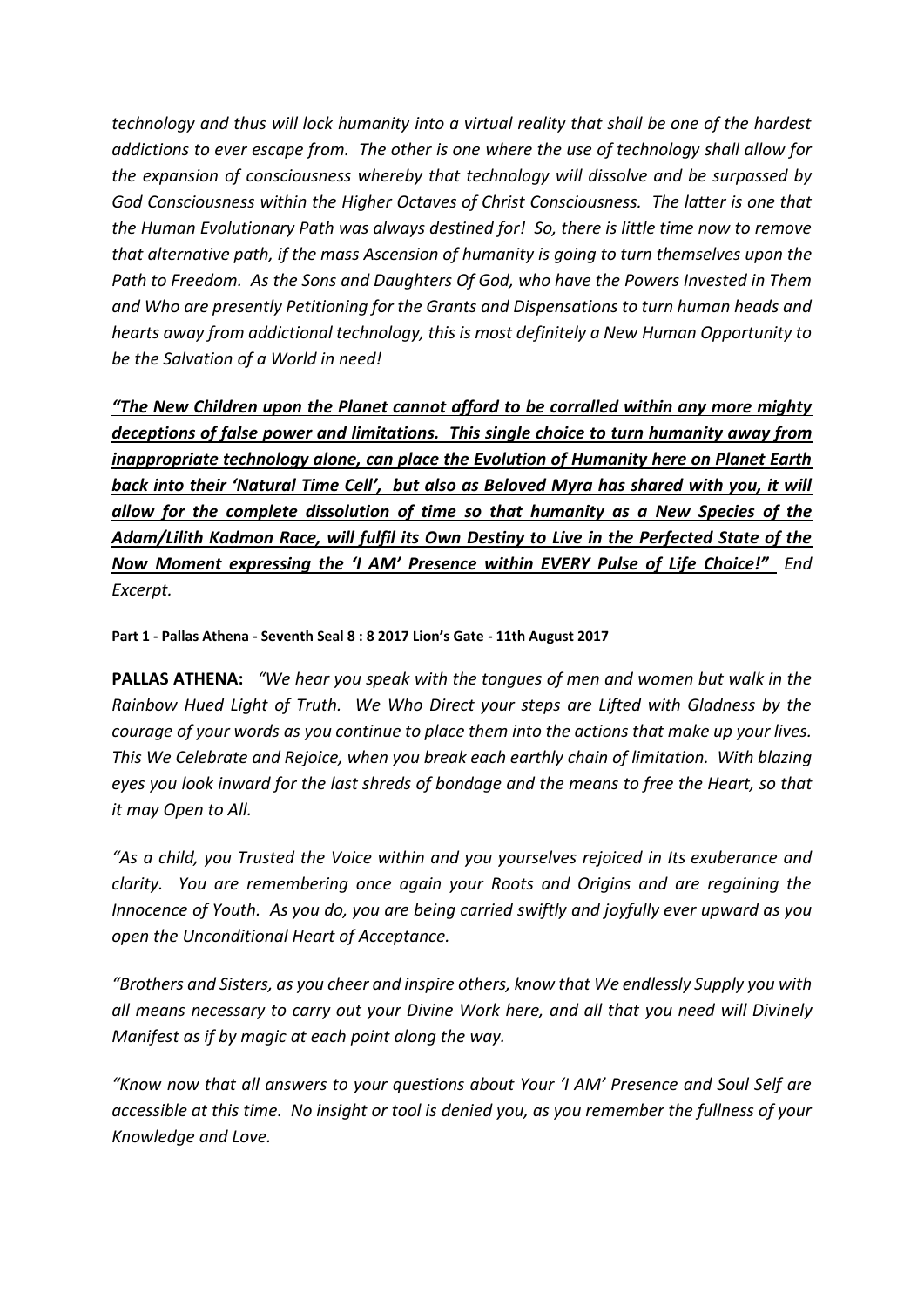*technology and thus will lock humanity into a virtual reality that shall be one of the hardest addictions to ever escape from. The other is one where the use of technology shall allow for the expansion of consciousness whereby that technology will dissolve and be surpassed by God Consciousness within the Higher Octaves of Christ Consciousness. The latter is one that the Human Evolutionary Path was always destined for! So, there is little time now to remove that alternative path, if the mass Ascension of humanity is going to turn themselves upon the Path to Freedom. As the Sons and Daughters Of God, who have the Powers Invested in Them and Who are presently Petitioning for the Grants and Dispensations to turn human heads and hearts away from addictional technology, this is most definitely a New Human Opportunity to be the Salvation of a World in need!*

***<u>"The New Children upon the Planet cannot afford to be corralled within any more mighty deceptions of false power and limitations. This single choice to turn humanity away from inappropriate technology alone, can place the Evolution of Humanity here on Planet Earth back into their 'Natural Time Cell', but also as Beloved Myra has shared with you, it will allow for the complete dissolution of time so that humanity as a New Species of the Adam/Lilith Kadmon Race, will fulfil its Own Destiny to Live in the Perfected State of the Now Moment expressing the 'I AM' Presence within EVERY Pulse of Life Choice!"</u>*** *End Excerpt.*

**Part 1 - Pallas Athena - Seventh Seal 8 : 8 2017 Lion's Gate - 11th August 2017**

**PALLAS ATHENA:** *"We hear you speak with the tongues of men and women but walk in the Rainbow Hued Light of Truth. We Who Direct your steps are Lifted with Gladness by the courage of your words as you continue to place them into the actions that make up your lives. This We Celebrate and Rejoice, when you break each earthly chain of limitation. With blazing eyes you look inward for the last shreds of bondage and the means to free the Heart, so that it may Open to All.*

*"As a child, you Trusted the Voice within and you yourselves rejoiced in Its exuberance and clarity. You are remembering once again your Roots and Origins and are regaining the Innocence of Youth. As you do, you are being carried swiftly and joyfully ever upward as you open the Unconditional Heart of Acceptance.*

*"Brothers and Sisters, as you cheer and inspire others, know that We endlessly Supply you with all means necessary to carry out your Divine Work here, and all that you need will Divinely Manifest as if by magic at each point along the way.*

*"Know now that all answers to your questions about Your 'I AM' Presence and Soul Self are accessible at this time. No insight or tool is denied you, as you remember the fullness of your Knowledge and Love.*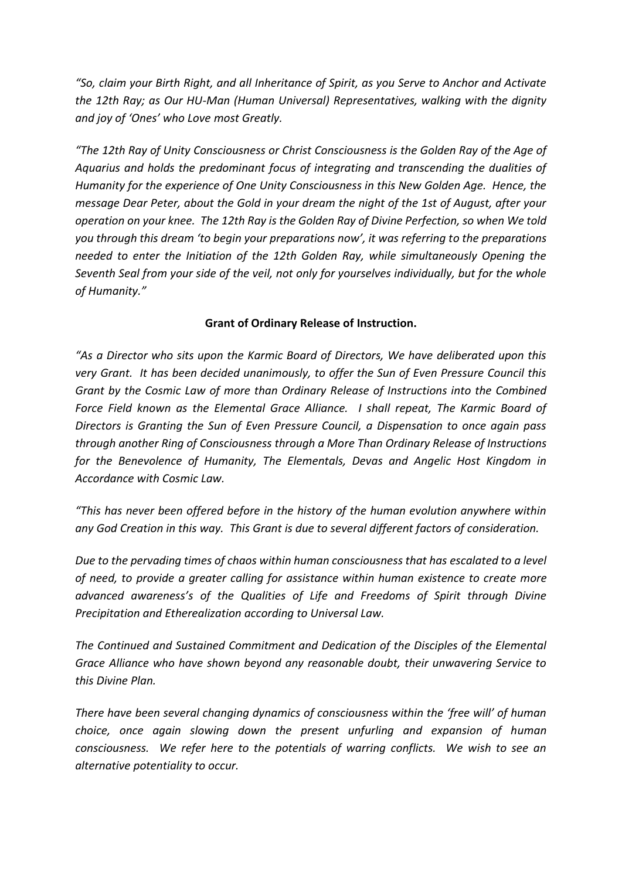*"So, claim your Birth Right, and all Inheritance of Spirit, as you Serve to Anchor and Activate the 12th Ray; as Our HU-Man (Human Universal) Representatives, walking with the dignity and joy of 'Ones' who Love most Greatly.*

*"The 12th Ray of Unity Consciousness or Christ Consciousness is the Golden Ray of the Age of Aquarius and holds the predominant focus of integrating and transcending the dualities of Humanity for the experience of One Unity Consciousness in this New Golden Age. Hence, the message Dear Peter, about the Gold in your dream the night of the 1st of August, after your operation on your knee. The 12th Ray is the Golden Ray of Divine Perfection, so when We told you through this dream 'to begin your preparations now', it was referring to the preparations needed to enter the Initiation of the 12th Golden Ray, while simultaneously Opening the Seventh Seal from your side of the veil, not only for yourselves individually, but for the whole of Humanity."*

**Grant of Ordinary Release of Instruction.**

*"As a Director who sits upon the Karmic Board of Directors, We have deliberated upon this very Grant. It has been decided unanimously, to offer the Sun of Even Pressure Council this Grant by the Cosmic Law of more than Ordinary Release of Instructions into the Combined Force Field known as the Elemental Grace Alliance. I shall repeat, The Karmic Board of Directors is Granting the Sun of Even Pressure Council, a Dispensation to once again pass through another Ring of Consciousness through a More Than Ordinary Release of Instructions for the Benevolence of Humanity, The Elementals, Devas and Angelic Host Kingdom in Accordance with Cosmic Law.*

*"This has never been offered before in the history of the human evolution anywhere within any God Creation in this way. This Grant is due to several different factors of consideration.*

*Due to the pervading times of chaos within human consciousness that has escalated to a level of need, to provide a greater calling for assistance within human existence to create more advanced awareness's of the Qualities of Life and Freedoms of Spirit through Divine Precipitation and Etherealization according to Universal Law.*

*The Continued and Sustained Commitment and Dedication of the Disciples of the Elemental Grace Alliance who have shown beyond any reasonable doubt, their unwavering Service to this Divine Plan.*

*There have been several changing dynamics of consciousness within the 'free will' of human choice, once again slowing down the present unfurling and expansion of human consciousness. We refer here to the potentials of warring conflicts. We wish to see an alternative potentiality to occur.*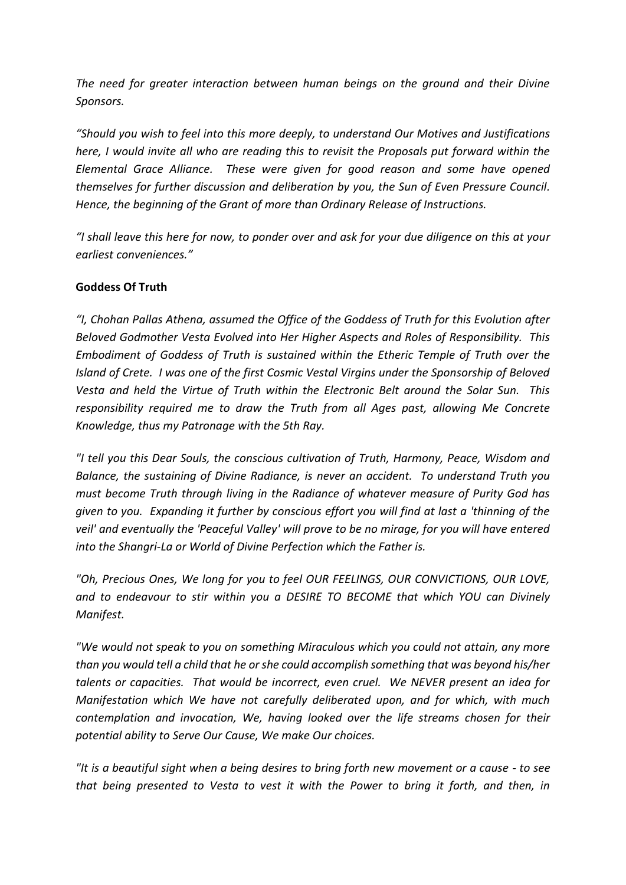*The need for greater interaction between human beings on the ground and their Divine Sponsors.*

*"Should you wish to feel into this more deeply, to understand Our Motives and Justifications here, I would invite all who are reading this to revisit the Proposals put forward within the Elemental Grace Alliance. These were given for good reason and some have opened themselves for further discussion and deliberation by you, the Sun of Even Pressure Council. Hence, the beginning of the Grant of more than Ordinary Release of Instructions.*

*"I shall leave this here for now, to ponder over and ask for your due diligence on this at your earliest conveniences."*

**Goddess Of Truth**

*"I, Chohan Pallas Athena, assumed the Office of the Goddess of Truth for this Evolution after Beloved Godmother Vesta Evolved into Her Higher Aspects and Roles of Responsibility. This Embodiment of Goddess of Truth is sustained within the Etheric Temple of Truth over the Island of Crete. I was one of the first Cosmic Vestal Virgins under the Sponsorship of Beloved Vesta and held the Virtue of Truth within the Electronic Belt around the Solar Sun. This responsibility required me to draw the Truth from all Ages past, allowing Me Concrete Knowledge, thus my Patronage with the 5th Ray.*

*"I tell you this Dear Souls, the conscious cultivation of Truth, Harmony, Peace, Wisdom and Balance, the sustaining of Divine Radiance, is never an accident. To understand Truth you must become Truth through living in the Radiance of whatever measure of Purity God has given to you. Expanding it further by conscious effort you will find at last a 'thinning of the veil' and eventually the 'Peaceful Valley' will prove to be no mirage, for you will have entered into the Shangri-La or World of Divine Perfection which the Father is.*

*"Oh, Precious Ones, We long for you to feel OUR FEELINGS, OUR CONVICTIONS, OUR LOVE, and to endeavour to stir within you a DESIRE TO BECOME that which YOU can Divinely Manifest.*

*"We would not speak to you on something Miraculous which you could not attain, any more than you would tell a child that he or she could accomplish something that was beyond his/her talents or capacities. That would be incorrect, even cruel. We NEVER present an idea for Manifestation which We have not carefully deliberated upon, and for which, with much contemplation and invocation, We, having looked over the life streams chosen for their potential ability to Serve Our Cause, We make Our choices.*

*"It is a beautiful sight when a being desires to bring forth new movement or a cause - to see that being presented to Vesta to vest it with the Power to bring it forth, and then, in*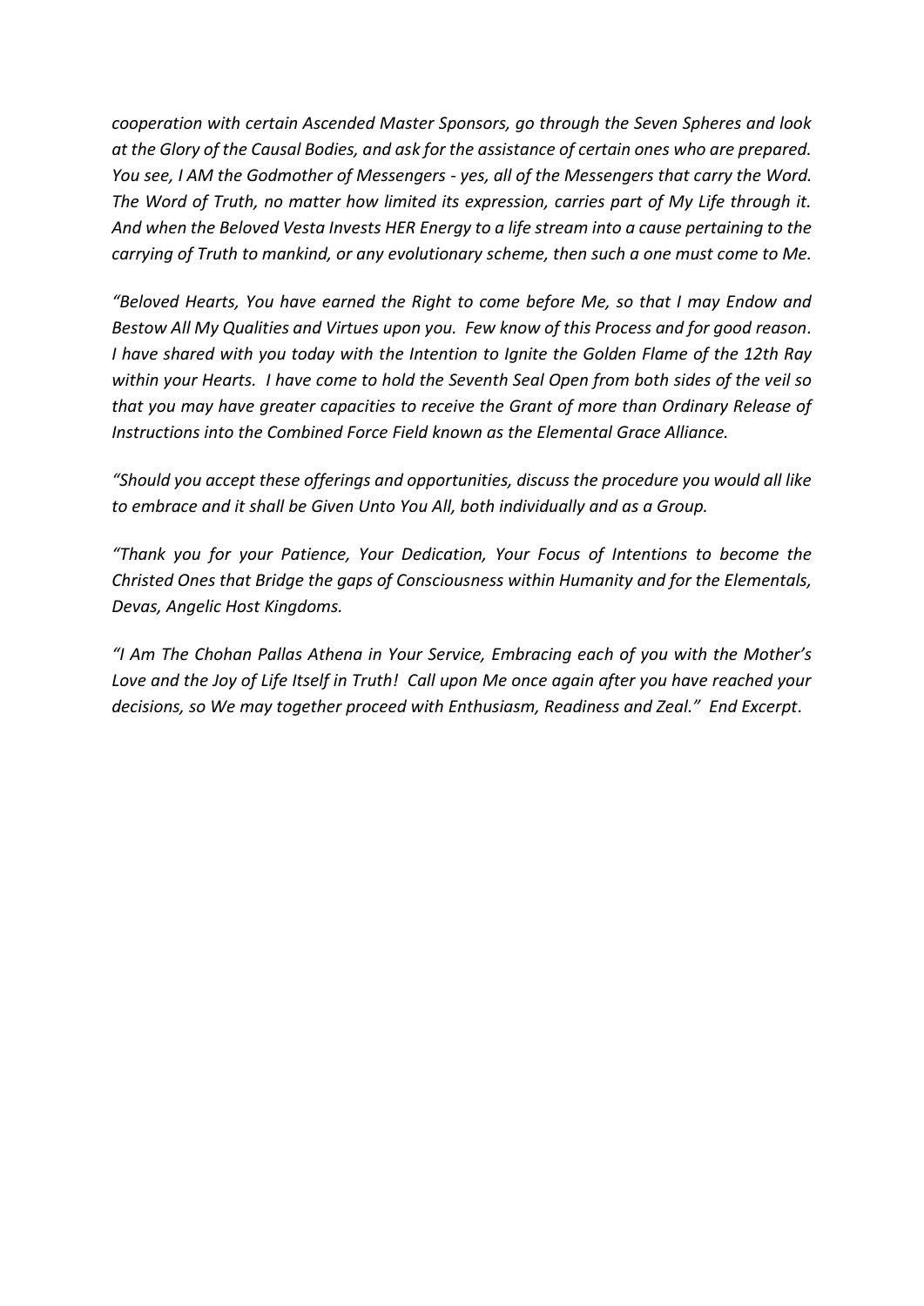*cooperation with certain Ascended Master Sponsors, go through the Seven Spheres and look at the Glory of the Causal Bodies, and ask for the assistance of certain ones who are prepared. You see, I AM the Godmother of Messengers - yes, all of the Messengers that carry the Word. The Word of Truth, no matter how limited its expression, carries part of My Life through it. And when the Beloved Vesta Invests HER Energy to a life stream into a cause pertaining to the carrying of Truth to mankind, or any evolutionary scheme, then such a one must come to Me.*

*"Beloved Hearts, You have earned the Right to come before Me, so that I may Endow and Bestow All My Qualities and Virtues upon you. Few know of this Process and for good reason. I have shared with you today with the Intention to Ignite the Golden Flame of the 12th Ray within your Hearts. I have come to hold the Seventh Seal Open from both sides of the veil so that you may have greater capacities to receive the Grant of more than Ordinary Release of Instructions into the Combined Force Field known as the Elemental Grace Alliance.*

*"Should you accept these offerings and opportunities, discuss the procedure you would all like to embrace and it shall be Given Unto You All, both individually and as a Group.*

*"Thank you for your Patience, Your Dedication, Your Focus of Intentions to become the Christed Ones that Bridge the gaps of Consciousness within Humanity and for the Elementals, Devas, Angelic Host Kingdoms.*

*"I Am The Chohan Pallas Athena in Your Service, Embracing each of you with the Mother's Love and the Joy of Life Itself in Truth! Call upon Me once again after you have reached your decisions, so We may together proceed with Enthusiasm, Readiness and Zeal." End Excerpt.*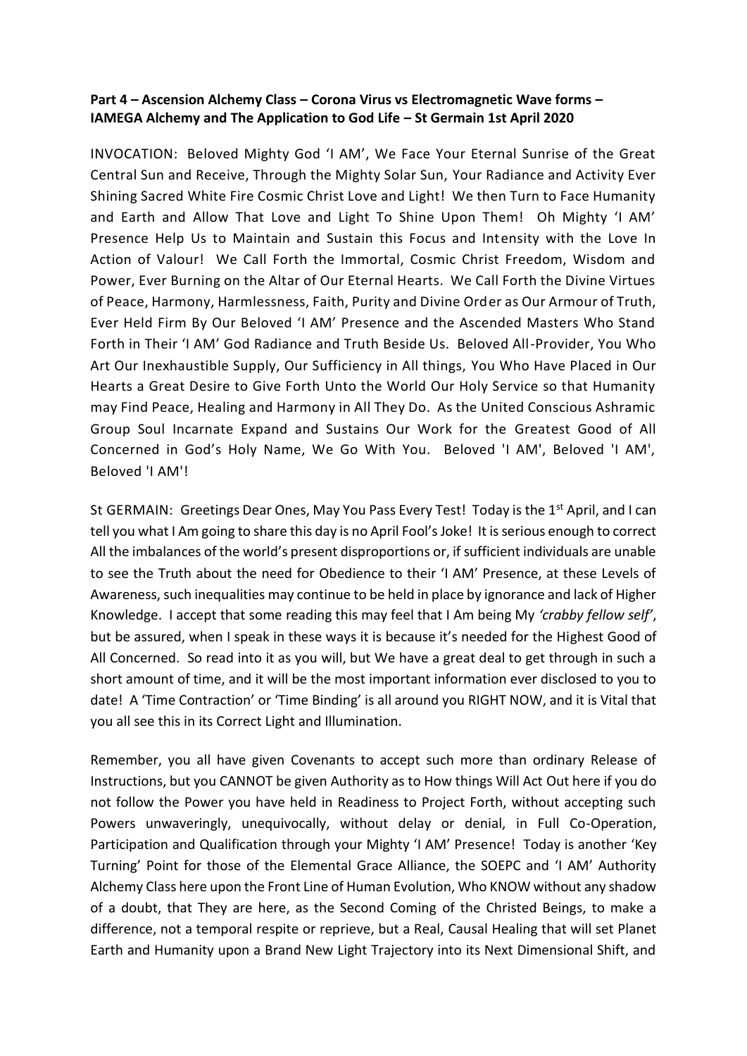**Part 4 – Ascension Alchemy Class – Corona Virus vs Electromagnetic Wave forms – IAMEGA Alchemy and The Application to God Life – St Germain 1st April 2020**

INVOCATION: Beloved Mighty God 'I AM', We Face Your Eternal Sunrise of the Great Central Sun and Receive, Through the Mighty Solar Sun, Your Radiance and Activity Ever Shining Sacred White Fire Cosmic Christ Love and Light! We then Turn to Face Humanity and Earth and Allow That Love and Light To Shine Upon Them! Oh Mighty 'I AM' Presence Help Us to Maintain and Sustain this Focus and Intensity with the Love In Action of Valour! We Call Forth the Immortal, Cosmic Christ Freedom, Wisdom and Power, Ever Burning on the Altar of Our Eternal Hearts. We Call Forth the Divine Virtues of Peace, Harmony, Harmlessness, Faith, Purity and Divine Order as Our Armour of Truth, Ever Held Firm By Our Beloved 'I AM' Presence and the Ascended Masters Who Stand Forth in Their 'I AM' God Radiance and Truth Beside Us. Beloved All-Provider, You Who Art Our Inexhaustible Supply, Our Sufficiency in All things, You Who Have Placed in Our Hearts a Great Desire to Give Forth Unto the World Our Holy Service so that Humanity may Find Peace, Healing and Harmony in All They Do. As the United Conscious Ashramic Group Soul Incarnate Expand and Sustains Our Work for the Greatest Good of All Concerned in God's Holy Name, We Go With You. Beloved 'I AM', Beloved 'I AM', Beloved 'I AM'!

St GERMAIN: Greetings Dear Ones, May You Pass Every Test! Today is the 1st April, and I can tell you what I Am going to share this day is no April Fool's Joke! It is serious enough to correct All the imbalances of the world's present disproportions or, if sufficient individuals are unable to see the Truth about the need for Obedience to their 'I AM' Presence, at these Levels of Awareness, such inequalities may continue to be held in place by ignorance and lack of Higher Knowledge. I accept that some reading this may feel that I Am being My *'crabby fellow self'*, but be assured, when I speak in these ways it is because it's needed for the Highest Good of All Concerned. So read into it as you will, but We have a great deal to get through in such a short amount of time, and it will be the most important information ever disclosed to you to date! A 'Time Contraction' or 'Time Binding' is all around you RIGHT NOW, and it is Vital that you all see this in its Correct Light and Illumination.

Remember, you all have given Covenants to accept such more than ordinary Release of Instructions, but you CANNOT be given Authority as to How things Will Act Out here if you do not follow the Power you have held in Readiness to Project Forth, without accepting such Powers unwaveringly, unequivocally, without delay or denial, in Full Co-Operation, Participation and Qualification through your Mighty 'I AM' Presence! Today is another 'Key Turning' Point for those of the Elemental Grace Alliance, the SOEPC and 'I AM' Authority Alchemy Class here upon the Front Line of Human Evolution, Who KNOW without any shadow of a doubt, that They are here, as the Second Coming of the Christed Beings, to make a difference, not a temporal respite or reprieve, but a Real, Causal Healing that will set Planet Earth and Humanity upon a Brand New Light Trajectory into its Next Dimensional Shift, and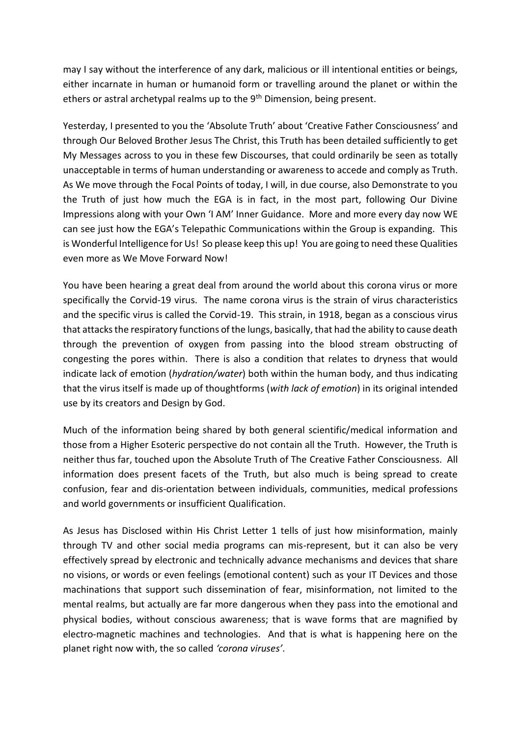may I say without the interference of any dark, malicious or ill intentional entities or beings, either incarnate in human or humanoid form or travelling around the planet or within the ethers or astral archetypal realms up to the 9th Dimension, being present.

Yesterday, I presented to you the 'Absolute Truth' about 'Creative Father Consciousness' and through Our Beloved Brother Jesus The Christ, this Truth has been detailed sufficiently to get My Messages across to you in these few Discourses, that could ordinarily be seen as totally unacceptable in terms of human understanding or awareness to accede and comply as Truth. As We move through the Focal Points of today, I will, in due course, also Demonstrate to you the Truth of just how much the EGA is in fact, in the most part, following Our Divine Impressions along with your Own 'I AM' Inner Guidance. More and more every day now WE can see just how the EGA's Telepathic Communications within the Group is expanding. This is Wonderful Intelligence for Us! So please keep this up! You are going to need these Qualities even more as We Move Forward Now!

You have been hearing a great deal from around the world about this corona virus or more specifically the Corvid-19 virus. The name corona virus is the strain of virus characteristics and the specific virus is called the Corvid-19. This strain, in 1918, began as a conscious virus that attacks the respiratory functions of the lungs, basically, that had the ability to cause death through the prevention of oxygen from passing into the blood stream obstructing of congesting the pores within. There is also a condition that relates to dryness that would indicate lack of emotion (*hydration/water*) both within the human body, and thus indicating that the virus itself is made up of thoughtforms (*with lack of emotion*) in its original intended use by its creators and Design by God.

Much of the information being shared by both general scientific/medical information and those from a Higher Esoteric perspective do not contain all the Truth. However, the Truth is neither thus far, touched upon the Absolute Truth of The Creative Father Consciousness. All information does present facets of the Truth, but also much is being spread to create confusion, fear and dis-orientation between individuals, communities, medical professions and world governments or insufficient Qualification.

As Jesus has Disclosed within His Christ Letter 1 tells of just how misinformation, mainly through TV and other social media programs can mis-represent, but it can also be very effectively spread by electronic and technically advance mechanisms and devices that share no visions, or words or even feelings (emotional content) such as your IT Devices and those machinations that support such dissemination of fear, misinformation, not limited to the mental realms, but actually are far more dangerous when they pass into the emotional and physical bodies, without conscious awareness; that is wave forms that are magnified by electro-magnetic machines and technologies. And that is what is happening here on the planet right now with, the so called *'corona viruses'*.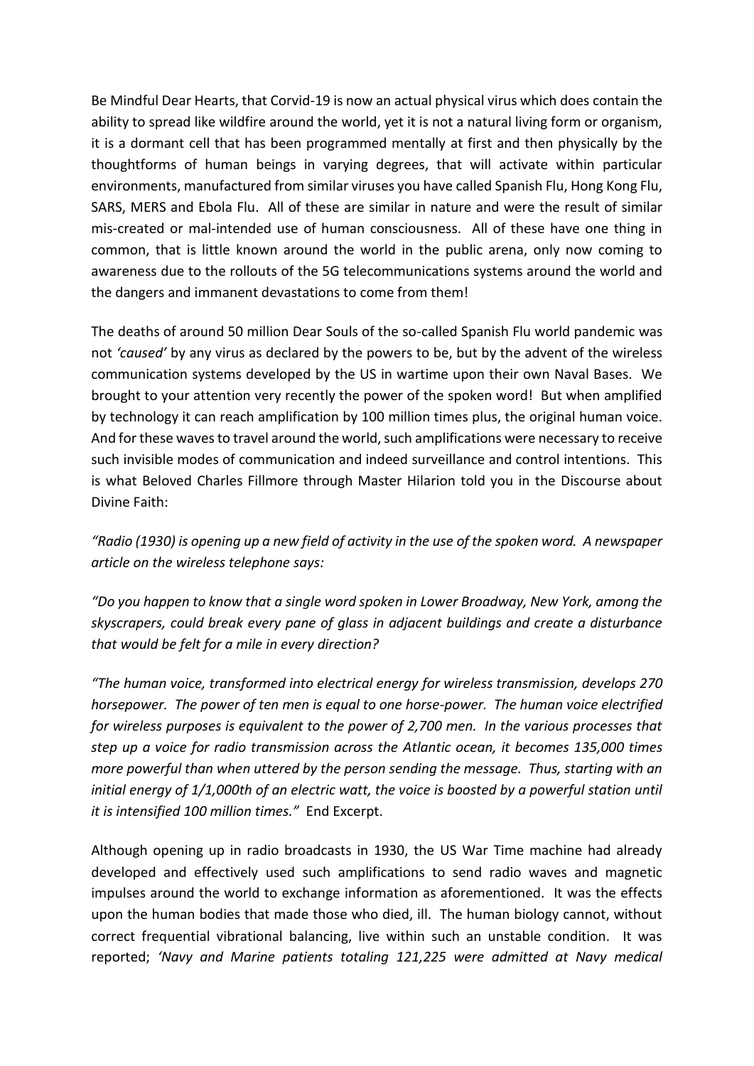Be Mindful Dear Hearts, that Corvid-19 is now an actual physical virus which does contain the ability to spread like wildfire around the world, yet it is not a natural living form or organism, it is a dormant cell that has been programmed mentally at first and then physically by the thoughtforms of human beings in varying degrees, that will activate within particular environments, manufactured from similar viruses you have called Spanish Flu, Hong Kong Flu, SARS, MERS and Ebola Flu. All of these are similar in nature and were the result of similar mis-created or mal-intended use of human consciousness. All of these have one thing in common, that is little known around the world in the public arena, only now coming to awareness due to the rollouts of the 5G telecommunications systems around the world and the dangers and immanent devastations to come from them!

The deaths of around 50 million Dear Souls of the so-called Spanish Flu world pandemic was not *'caused'* by any virus as declared by the powers to be, but by the advent of the wireless communication systems developed by the US in wartime upon their own Naval Bases. We brought to your attention very recently the power of the spoken word! But when amplified by technology it can reach amplification by 100 million times plus, the original human voice. And for these waves to travel around the world, such amplifications were necessary to receive such invisible modes of communication and indeed surveillance and control intentions. This is what Beloved Charles Fillmore through Master Hilarion told you in the Discourse about Divine Faith:

*"Radio (1930) is opening up a new field of activity in the use of the spoken word. A newspaper article on the wireless telephone says:*

*"Do you happen to know that a single word spoken in Lower Broadway, New York, among the skyscrapers, could break every pane of glass in adjacent buildings and create a disturbance that would be felt for a mile in every direction?*

*"The human voice, transformed into electrical energy for wireless transmission, develops 270 horsepower. The power of ten men is equal to one horse-power. The human voice electrified for wireless purposes is equivalent to the power of 2,700 men. In the various processes that step up a voice for radio transmission across the Atlantic ocean, it becomes 135,000 times more powerful than when uttered by the person sending the message. Thus, starting with an initial energy of 1/1,000th of an electric watt, the voice is boosted by a powerful station until it is intensified 100 million times."* End Excerpt.

Although opening up in radio broadcasts in 1930, the US War Time machine had already developed and effectively used such amplifications to send radio waves and magnetic impulses around the world to exchange information as aforementioned. It was the effects upon the human bodies that made those who died, ill. The human biology cannot, without correct frequential vibrational balancing, live within such an unstable condition. It was reported; *'Navy and Marine patients totaling 121,225 were admitted at Navy medical*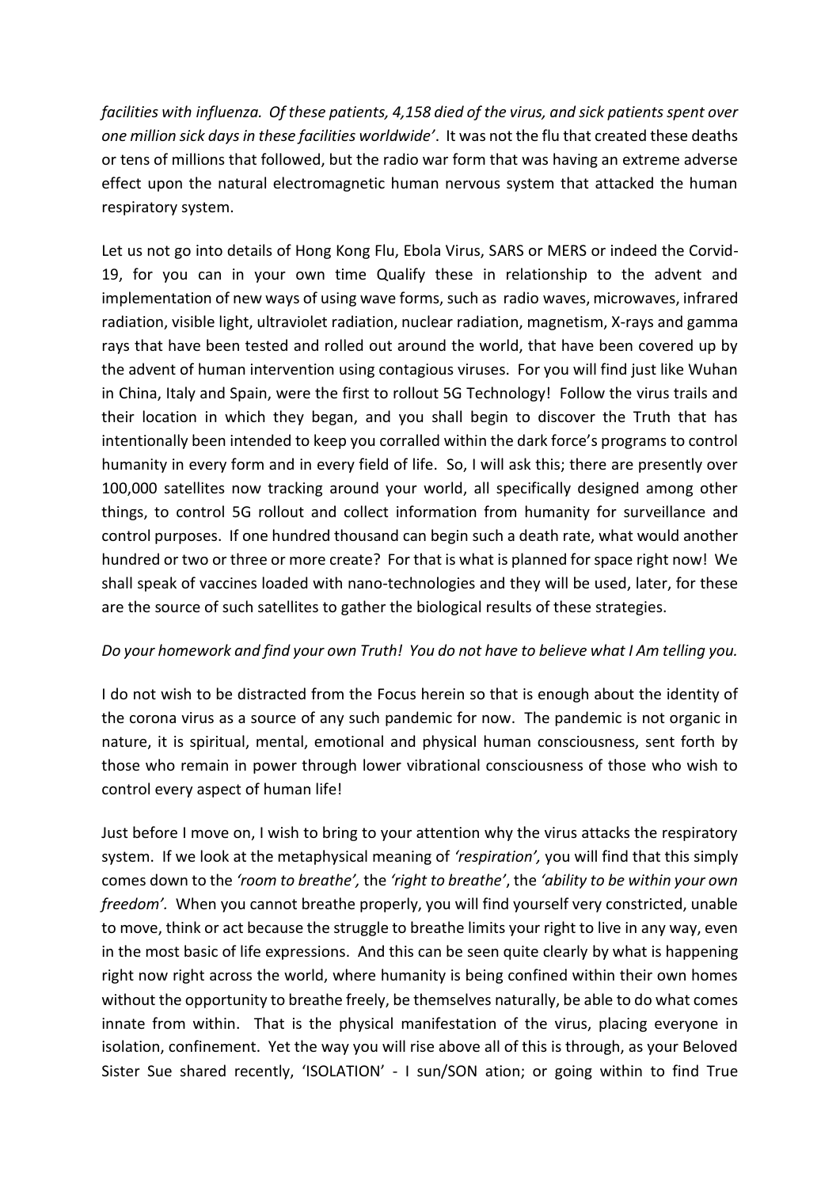*facilities with influenza. Of these patients, 4,158 died of the virus, and sick patients spent over one million sick days in these facilities worldwide'*. It was not the flu that created these deaths or tens of millions that followed, but the radio war form that was having an extreme adverse effect upon the natural electromagnetic human nervous system that attacked the human respiratory system.

Let us not go into details of Hong Kong Flu, Ebola Virus, SARS or MERS or indeed the Corvid-19, for you can in your own time Qualify these in relationship to the advent and implementation of new ways of using wave forms, such as radio waves, microwaves, infrared radiation, visible light, ultraviolet radiation, nuclear radiation, magnetism, X-rays and gamma rays that have been tested and rolled out around the world, that have been covered up by the advent of human intervention using contagious viruses. For you will find just like Wuhan in China, Italy and Spain, were the first to rollout 5G Technology! Follow the virus trails and their location in which they began, and you shall begin to discover the Truth that has intentionally been intended to keep you corralled within the dark force's programs to control humanity in every form and in every field of life. So, I will ask this; there are presently over 100,000 satellites now tracking around your world, all specifically designed among other things, to control 5G rollout and collect information from humanity for surveillance and control purposes. If one hundred thousand can begin such a death rate, what would another hundred or two or three or more create? For that is what is planned for space right now! We shall speak of vaccines loaded with nano-technologies and they will be used, later, for these are the source of such satellites to gather the biological results of these strategies.

*Do your homework and find your own Truth! You do not have to believe what I Am telling you.*

I do not wish to be distracted from the Focus herein so that is enough about the identity of the corona virus as a source of any such pandemic for now. The pandemic is not organic in nature, it is spiritual, mental, emotional and physical human consciousness, sent forth by those who remain in power through lower vibrational consciousness of those who wish to control every aspect of human life!

Just before I move on, I wish to bring to your attention why the virus attacks the respiratory system. If we look at the metaphysical meaning of *'respiration',* you will find that this simply comes down to the *'room to breathe',* the *'right to breathe'*, the *'ability to be within your own freedom'.* When you cannot breathe properly, you will find yourself very constricted, unable to move, think or act because the struggle to breathe limits your right to live in any way, even in the most basic of life expressions. And this can be seen quite clearly by what is happening right now right across the world, where humanity is being confined within their own homes without the opportunity to breathe freely, be themselves naturally, be able to do what comes innate from within. That is the physical manifestation of the virus, placing everyone in isolation, confinement. Yet the way you will rise above all of this is through, as your Beloved Sister Sue shared recently, 'ISOLATION' - I sun/SON ation; or going within to find True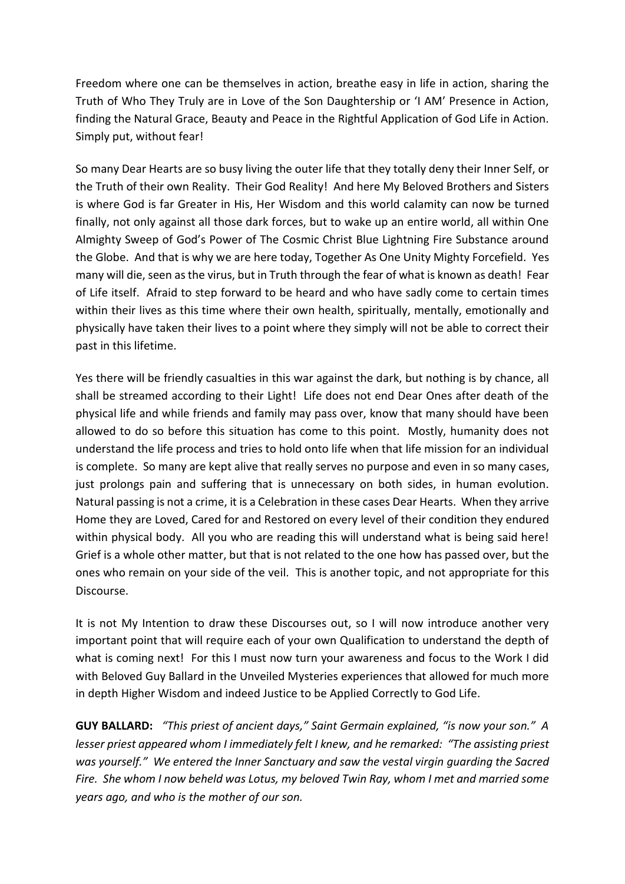Freedom where one can be themselves in action, breathe easy in life in action, sharing the Truth of Who They Truly are in Love of the Son Daughtership or 'I AM' Presence in Action, finding the Natural Grace, Beauty and Peace in the Rightful Application of God Life in Action. Simply put, without fear!

So many Dear Hearts are so busy living the outer life that they totally deny their Inner Self, or the Truth of their own Reality. Their God Reality! And here My Beloved Brothers and Sisters is where God is far Greater in His, Her Wisdom and this world calamity can now be turned finally, not only against all those dark forces, but to wake up an entire world, all within One Almighty Sweep of God's Power of The Cosmic Christ Blue Lightning Fire Substance around the Globe. And that is why we are here today, Together As One Unity Mighty Forcefield. Yes many will die, seen as the virus, but in Truth through the fear of what is known as death! Fear of Life itself. Afraid to step forward to be heard and who have sadly come to certain times within their lives as this time where their own health, spiritually, mentally, emotionally and physically have taken their lives to a point where they simply will not be able to correct their past in this lifetime.

Yes there will be friendly casualties in this war against the dark, but nothing is by chance, all shall be streamed according to their Light! Life does not end Dear Ones after death of the physical life and while friends and family may pass over, know that many should have been allowed to do so before this situation has come to this point. Mostly, humanity does not understand the life process and tries to hold onto life when that life mission for an individual is complete. So many are kept alive that really serves no purpose and even in so many cases, just prolongs pain and suffering that is unnecessary on both sides, in human evolution. Natural passing is not a crime, it is a Celebration in these cases Dear Hearts. When they arrive Home they are Loved, Cared for and Restored on every level of their condition they endured within physical body. All you who are reading this will understand what is being said here! Grief is a whole other matter, but that is not related to the one how has passed over, but the ones who remain on your side of the veil. This is another topic, and not appropriate for this Discourse.

It is not My Intention to draw these Discourses out, so I will now introduce another very important point that will require each of your own Qualification to understand the depth of what is coming next! For this I must now turn your awareness and focus to the Work I did with Beloved Guy Ballard in the Unveiled Mysteries experiences that allowed for much more in depth Higher Wisdom and indeed Justice to be Applied Correctly to God Life.

**GUY BALLARD:** *"This priest of ancient days," Saint Germain explained, "is now your son." A lesser priest appeared whom I immediately felt I knew, and he remarked: "The assisting priest was yourself." We entered the Inner Sanctuary and saw the vestal virgin guarding the Sacred Fire. She whom I now beheld was Lotus, my beloved Twin Ray, whom I met and married some years ago, and who is the mother of our son.*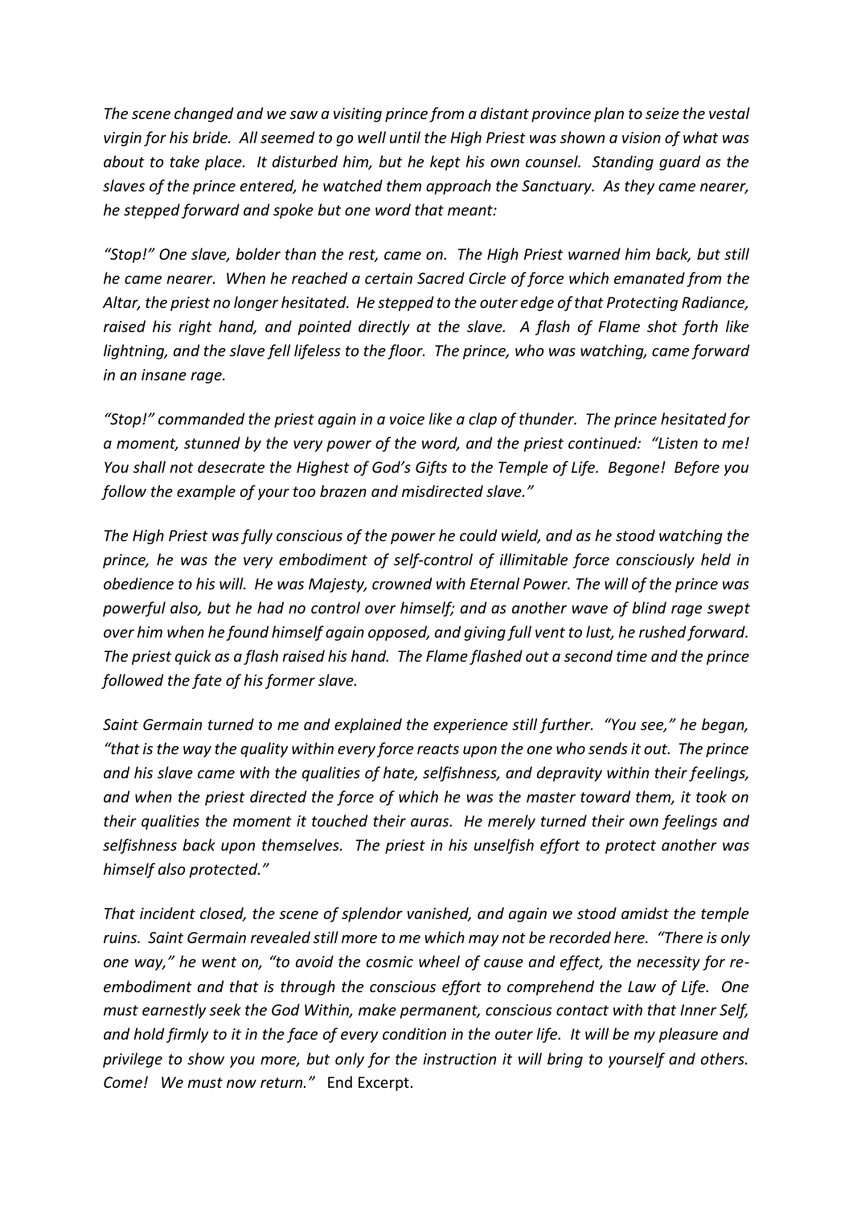*The scene changed and we saw a visiting prince from a distant province plan to seize the vestal virgin for his bride. All seemed to go well until the High Priest was shown a vision of what was about to take place. It disturbed him, but he kept his own counsel. Standing guard as the slaves of the prince entered, he watched them approach the Sanctuary. As they came nearer, he stepped forward and spoke but one word that meant:*

*"Stop!" One slave, bolder than the rest, came on. The High Priest warned him back, but still he came nearer. When he reached a certain Sacred Circle of force which emanated from the Altar, the priest no longer hesitated. He stepped to the outer edge of that Protecting Radiance, raised his right hand, and pointed directly at the slave. A flash of Flame shot forth like lightning, and the slave fell lifeless to the floor. The prince, who was watching, came forward in an insane rage.*

*"Stop!" commanded the priest again in a voice like a clap of thunder. The prince hesitated for a moment, stunned by the very power of the word, and the priest continued: "Listen to me! You shall not desecrate the Highest of God's Gifts to the Temple of Life. Begone! Before you follow the example of your too brazen and misdirected slave."*

*The High Priest was fully conscious of the power he could wield, and as he stood watching the prince, he was the very embodiment of self-control of illimitable force consciously held in obedience to his will. He was Majesty, crowned with Eternal Power. The will of the prince was powerful also, but he had no control over himself; and as another wave of blind rage swept over him when he found himself again opposed, and giving full vent to lust, he rushed forward. The priest quick as a flash raised his hand. The Flame flashed out a second time and the prince followed the fate of his former slave.*

*Saint Germain turned to me and explained the experience still further. "You see," he began, "that is the way the quality within every force reacts upon the one who sends it out. The prince and his slave came with the qualities of hate, selfishness, and depravity within their feelings, and when the priest directed the force of which he was the master toward them, it took on their qualities the moment it touched their auras. He merely turned their own feelings and selfishness back upon themselves. The priest in his unselfish effort to protect another was himself also protected."*

*That incident closed, the scene of splendor vanished, and again we stood amidst the temple ruins. Saint Germain revealed still more to me which may not be recorded here. "There is only one way," he went on, "to avoid the cosmic wheel of cause and effect, the necessity for re-embodiment and that is through the conscious effort to comprehend the Law of Life. One must earnestly seek the God Within, make permanent, conscious contact with that Inner Self, and hold firmly to it in the face of every condition in the outer life. It will be my pleasure and privilege to show you more, but only for the instruction it will bring to yourself and others. Come! We must now return."* End Excerpt.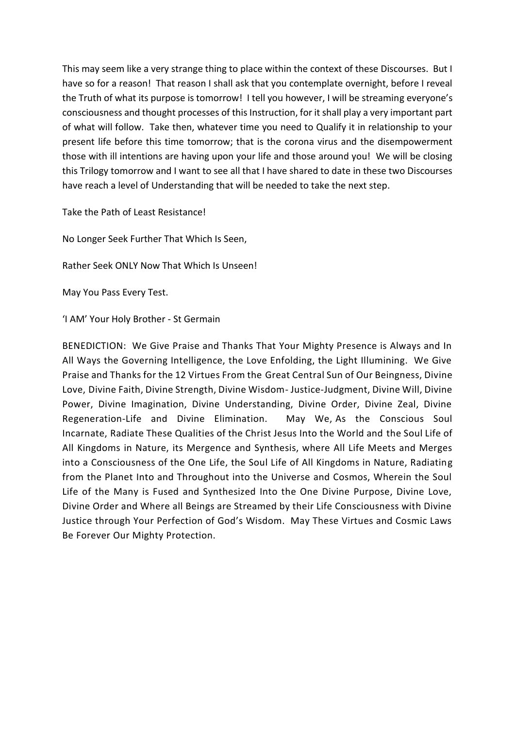This may seem like a very strange thing to place within the context of these Discourses. But I have so for a reason! That reason I shall ask that you contemplate overnight, before I reveal the Truth of what its purpose is tomorrow! I tell you however, I will be streaming everyone's consciousness and thought processes of this Instruction, for it shall play a very important part of what will follow. Take then, whatever time you need to Qualify it in relationship to your present life before this time tomorrow; that is the corona virus and the disempowerment those with ill intentions are having upon your life and those around you! We will be closing this Trilogy tomorrow and I want to see all that I have shared to date in these two Discourses have reach a level of Understanding that will be needed to take the next step.

Take the Path of Least Resistance!

No Longer Seek Further That Which Is Seen,

Rather Seek ONLY Now That Which Is Unseen!

May You Pass Every Test.

'I AM' Your Holy Brother - St Germain

BENEDICTION: We Give Praise and Thanks That Your Mighty Presence is Always and In All Ways the Governing Intelligence, the Love Enfolding, the Light Illumining. We Give Praise and Thanks for the 12 Virtues From the Great Central Sun of Our Beingness, Divine Love, Divine Faith, Divine Strength, Divine Wisdom- Justice-Judgment, Divine Will, Divine Power, Divine Imagination, Divine Understanding, Divine Order, Divine Zeal, Divine Regeneration-Life and Divine Elimination. May We, As the Conscious Soul Incarnate, Radiate These Qualities of the Christ Jesus Into the World and the Soul Life of All Kingdoms in Nature, its Mergence and Synthesis, where All Life Meets and Merges into a Consciousness of the One Life, the Soul Life of All Kingdoms in Nature, Radiating from the Planet Into and Throughout into the Universe and Cosmos, Wherein the Soul Life of the Many is Fused and Synthesized Into the One Divine Purpose, Divine Love, Divine Order and Where all Beings are Streamed by their Life Consciousness with Divine Justice through Your Perfection of God's Wisdom. May These Virtues and Cosmic Laws Be Forever Our Mighty Protection.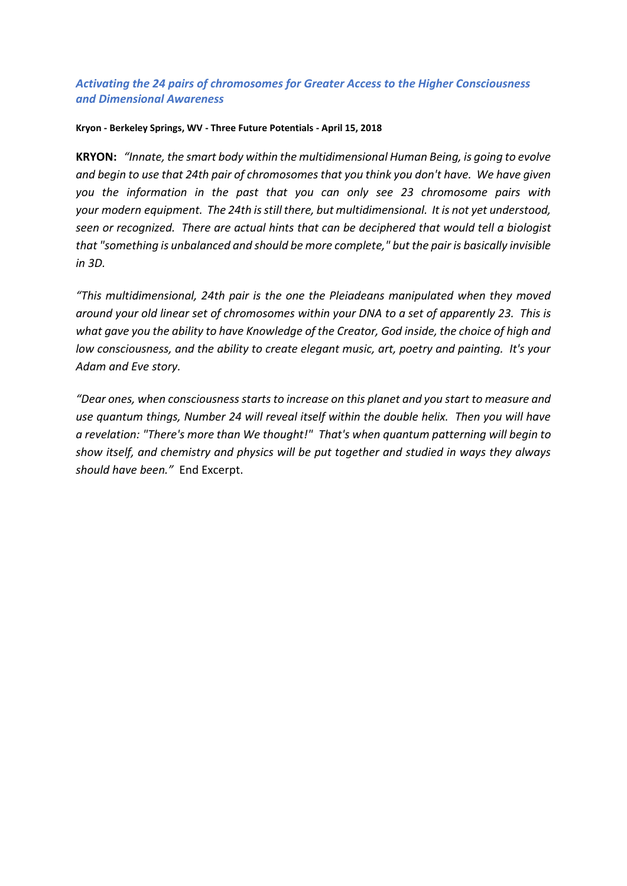## *Activating the 24 pairs of chromosomes for Greater Access to the Higher Consciousness and Dimensional Awareness*

**Kryon - Berkeley Springs, WV - Three Future Potentials - April 15, 2018**

**KRYON:** *"Innate, the smart body within the multidimensional Human Being, is going to evolve and begin to use that 24th pair of chromosomes that you think you don't have. We have given you the information in the past that you can only see 23 chromosome pairs with your modern equipment. The 24th is still there, but multidimensional. It is not yet understood, seen or recognized. There are actual hints that can be deciphered that would tell a biologist that "something is unbalanced and should be more complete," but the pair is basically invisible in 3D.*

*"This multidimensional, 24th pair is the one the Pleiadeans manipulated when they moved around your old linear set of chromosomes within your DNA to a set of apparently 23. This is what gave you the ability to have Knowledge of the Creator, God inside, the choice of high and low consciousness, and the ability to create elegant music, art, poetry and painting. It's your Adam and Eve story.*

*"Dear ones, when consciousness starts to increase on this planet and you start to measure and use quantum things, Number 24 will reveal itself within the double helix. Then you will have a revelation: "There's more than We thought!" That's when quantum patterning will begin to show itself, and chemistry and physics will be put together and studied in ways they always should have been."* End Excerpt.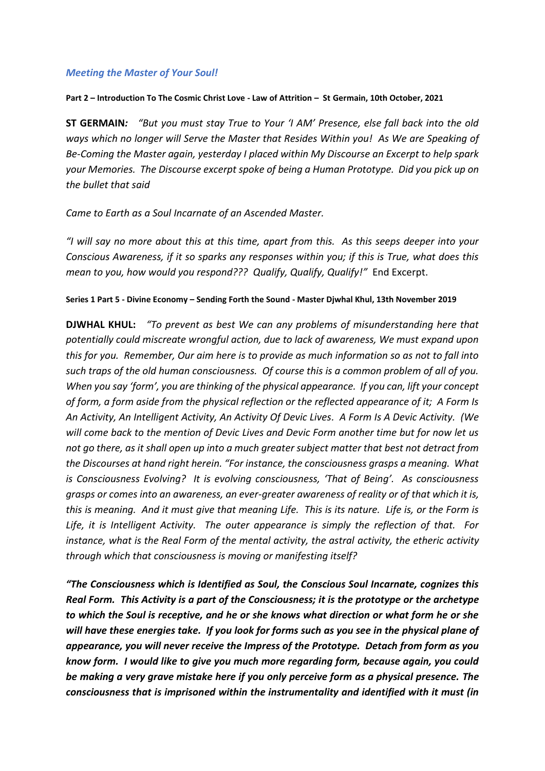*Meeting the Master of Your Soul!*

**Part 2 – Introduction To The Cosmic Christ Love - Law of Attrition – St Germain, 10th October, 2021**

**ST GERMAIN***:* *"But you must stay True to Your 'I AM' Presence, else fall back into the old ways which no longer will Serve the Master that Resides Within you! As We are Speaking of Be-Coming the Master again, yesterday I placed within My Discourse an Excerpt to help spark your Memories. The Discourse excerpt spoke of being a Human Prototype. Did you pick up on the bullet that said*

*Came to Earth as a Soul Incarnate of an Ascended Master.*

*"I will say no more about this at this time, apart from this. As this seeps deeper into your Conscious Awareness, if it so sparks any responses within you; if this is True, what does this mean to you, how would you respond??? Qualify, Qualify, Qualify!"* End Excerpt.

**Series 1 Part 5 - Divine Economy – Sending Forth the Sound - Master Djwhal Khul, 13th November 2019**

**DJWHAL KHUL:** *"To prevent as best We can any problems of misunderstanding here that potentially could miscreate wrongful action, due to lack of awareness, We must expand upon this for you. Remember, Our aim here is to provide as much information so as not to fall into such traps of the old human consciousness. Of course this is a common problem of all of you. When you say 'form', you are thinking of the physical appearance. If you can, lift your concept of form, a form aside from the physical reflection or the reflected appearance of it; A Form Is An Activity, An Intelligent Activity, An Activity Of Devic Lives. A Form Is A Devic Activity. (We will come back to the mention of Devic Lives and Devic Form another time but for now let us not go there, as it shall open up into a much greater subject matter that best not detract from the Discourses at hand right herein. "For instance, the consciousness grasps a meaning. What is Consciousness Evolving? It is evolving consciousness, 'That of Being'. As consciousness grasps or comes into an awareness, an ever-greater awareness of reality or of that which it is, this is meaning. And it must give that meaning Life. This is its nature. Life is, or the Form is Life, it is Intelligent Activity. The outer appearance is simply the reflection of that. For instance, what is the Real Form of the mental activity, the astral activity, the etheric activity through which that consciousness is moving or manifesting itself?*

***"The Consciousness which is Identified as Soul, the Conscious Soul Incarnate, cognizes this Real Form. This Activity is a part of the Consciousness; it is the prototype or the archetype to which the Soul is receptive, and he or she knows what direction or what form he or she will have these energies take. If you look for forms such as you see in the physical plane of appearance, you will never receive the Impress of the Prototype. Detach from form as you know form. I would like to give you much more regarding form, because again, you could be making a very grave mistake here if you only perceive form as a physical presence. The consciousness that is imprisoned within the instrumentality and identified with it must (in***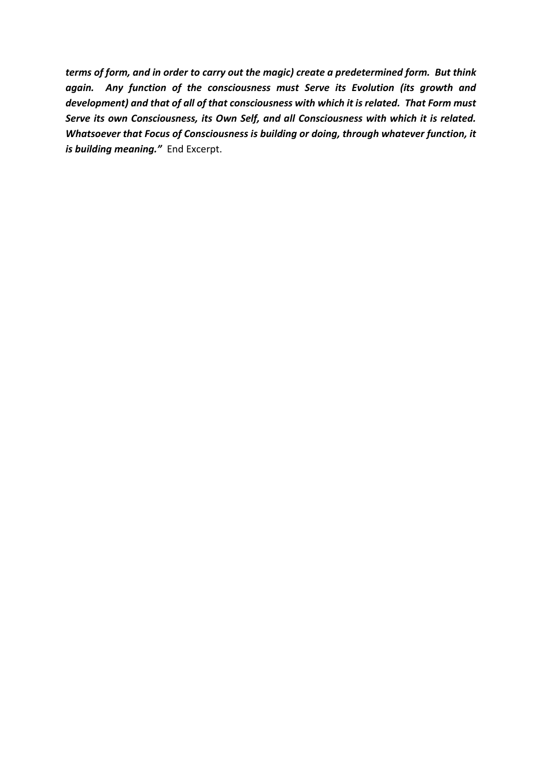***terms of form, and in order to carry out the magic) create a predetermined form. But think again. Any function of the consciousness must Serve its Evolution (its growth and development) and that of all of that consciousness with which it is related. That Form must Serve its own Consciousness, its Own Self, and all Consciousness with which it is related. Whatsoever that Focus of Consciousness is building or doing, through whatever function, it is building meaning."*** End Excerpt.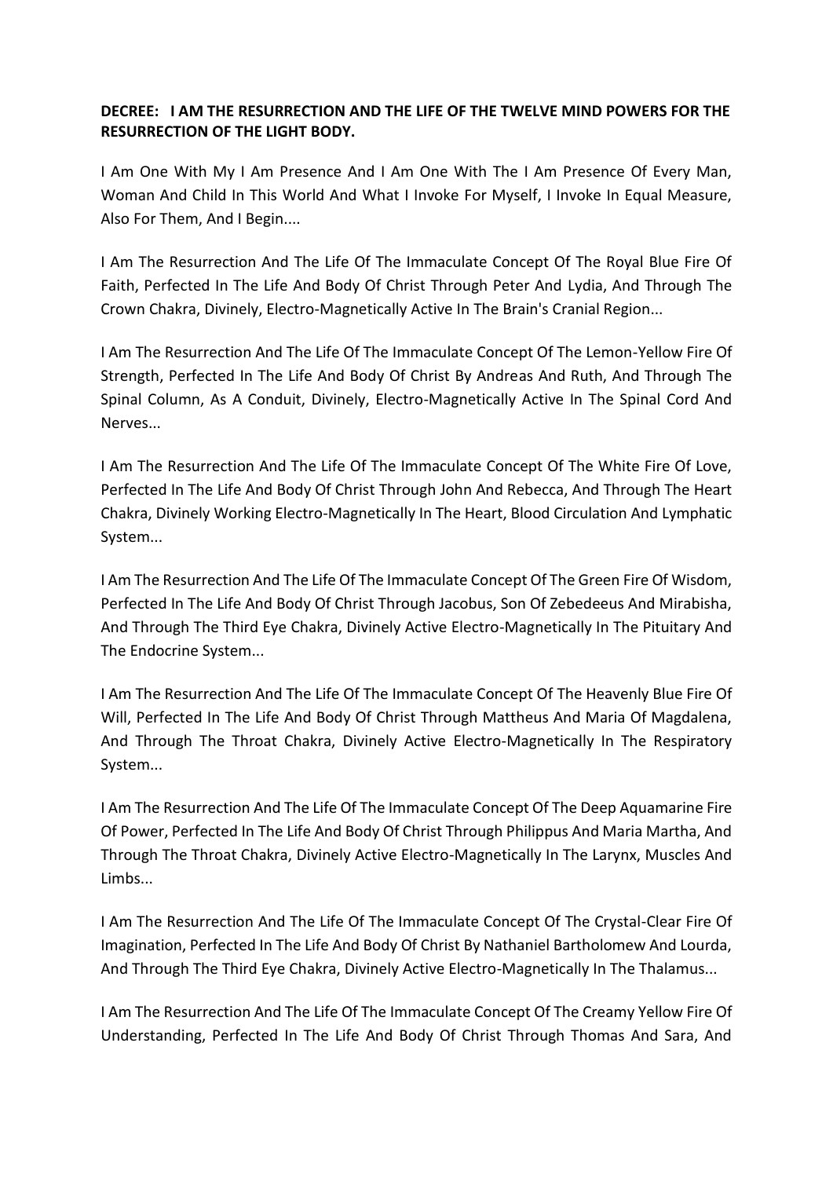**DECREE: I AM THE RESURRECTION AND THE LIFE OF THE TWELVE MIND POWERS FOR THE RESURRECTION OF THE LIGHT BODY.**

I Am One With My I Am Presence And I Am One With The I Am Presence Of Every Man, Woman And Child In This World And What I Invoke For Myself, I Invoke In Equal Measure, Also For Them, And I Begin....

I Am The Resurrection And The Life Of The Immaculate Concept Of The Royal Blue Fire Of Faith, Perfected In The Life And Body Of Christ Through Peter And Lydia, And Through The Crown Chakra, Divinely, Electro-Magnetically Active In The Brain's Cranial Region...

I Am The Resurrection And The Life Of The Immaculate Concept Of The Lemon-Yellow Fire Of Strength, Perfected In The Life And Body Of Christ By Andreas And Ruth, And Through The Spinal Column, As A Conduit, Divinely, Electro-Magnetically Active In The Spinal Cord And Nerves...

I Am The Resurrection And The Life Of The Immaculate Concept Of The White Fire Of Love, Perfected In The Life And Body Of Christ Through John And Rebecca, And Through The Heart Chakra, Divinely Working Electro-Magnetically In The Heart, Blood Circulation And Lymphatic System...

I Am The Resurrection And The Life Of The Immaculate Concept Of The Green Fire Of Wisdom, Perfected In The Life And Body Of Christ Through Jacobus, Son Of Zebedeeus And Mirabisha, And Through The Third Eye Chakra, Divinely Active Electro-Magnetically In The Pituitary And The Endocrine System...

I Am The Resurrection And The Life Of The Immaculate Concept Of The Heavenly Blue Fire Of Will, Perfected In The Life And Body Of Christ Through Mattheus And Maria Of Magdalena, And Through The Throat Chakra, Divinely Active Electro-Magnetically In The Respiratory System...

I Am The Resurrection And The Life Of The Immaculate Concept Of The Deep Aquamarine Fire Of Power, Perfected In The Life And Body Of Christ Through Philippus And Maria Martha, And Through The Throat Chakra, Divinely Active Electro-Magnetically In The Larynx, Muscles And Limbs...

I Am The Resurrection And The Life Of The Immaculate Concept Of The Crystal-Clear Fire Of Imagination, Perfected In The Life And Body Of Christ By Nathaniel Bartholomew And Lourda, And Through The Third Eye Chakra, Divinely Active Electro-Magnetically In The Thalamus...

I Am The Resurrection And The Life Of The Immaculate Concept Of The Creamy Yellow Fire Of Understanding, Perfected In The Life And Body Of Christ Through Thomas And Sara, And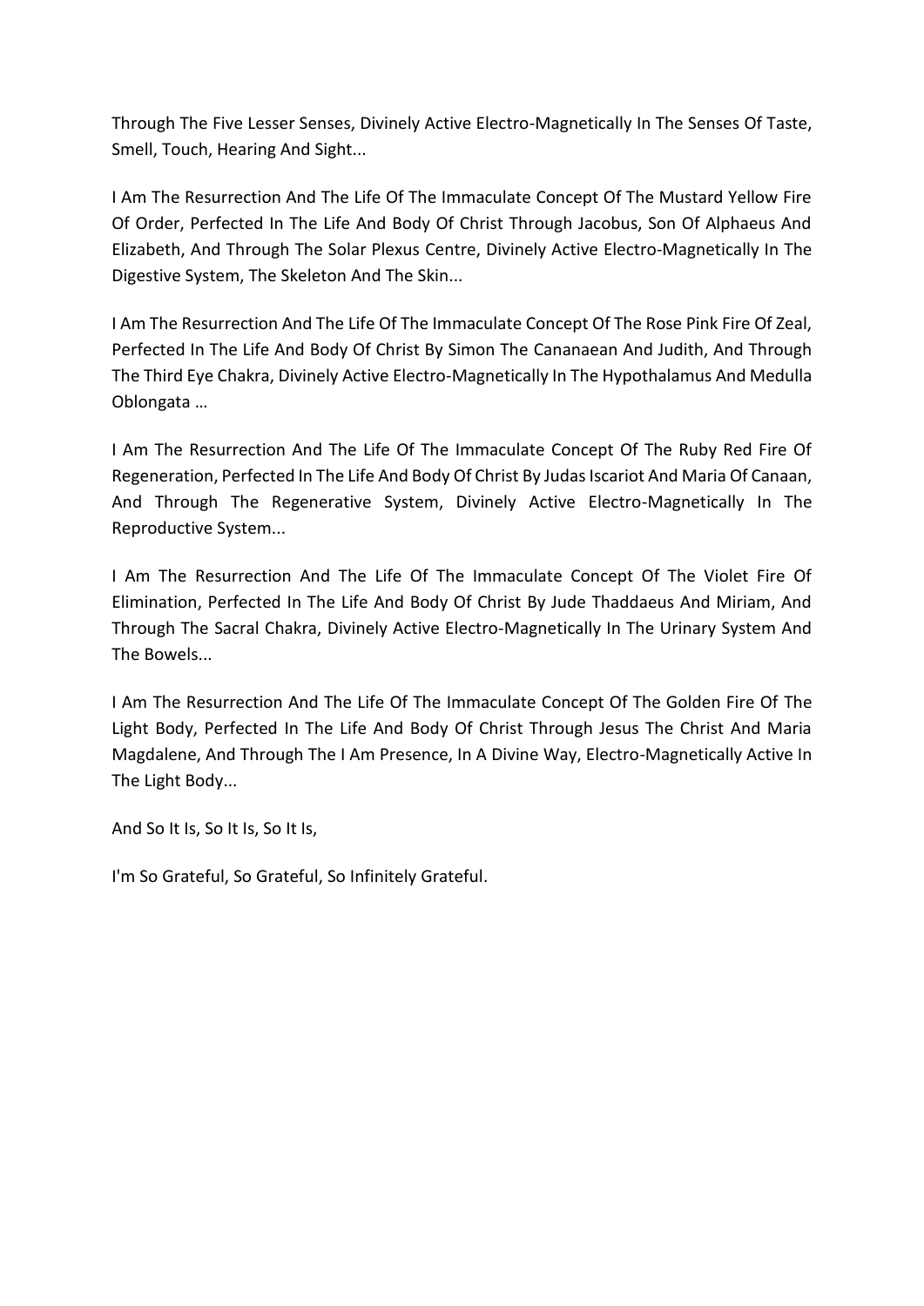Through The Five Lesser Senses, Divinely Active Electro-Magnetically In The Senses Of Taste, Smell, Touch, Hearing And Sight...

I Am The Resurrection And The Life Of The Immaculate Concept Of The Mustard Yellow Fire Of Order, Perfected In The Life And Body Of Christ Through Jacobus, Son Of Alphaeus And Elizabeth, And Through The Solar Plexus Centre, Divinely Active Electro-Magnetically In The Digestive System, The Skeleton And The Skin...

I Am The Resurrection And The Life Of The Immaculate Concept Of The Rose Pink Fire Of Zeal, Perfected In The Life And Body Of Christ By Simon The Cananaean And Judith, And Through The Third Eye Chakra, Divinely Active Electro-Magnetically In The Hypothalamus And Medulla Oblongata …

I Am The Resurrection And The Life Of The Immaculate Concept Of The Ruby Red Fire Of Regeneration, Perfected In The Life And Body Of Christ By Judas Iscariot And Maria Of Canaan, And Through The Regenerative System, Divinely Active Electro-Magnetically In The Reproductive System...

I Am The Resurrection And The Life Of The Immaculate Concept Of The Violet Fire Of Elimination, Perfected In The Life And Body Of Christ By Jude Thaddaeus And Miriam, And Through The Sacral Chakra, Divinely Active Electro-Magnetically In The Urinary System And The Bowels...

I Am The Resurrection And The Life Of The Immaculate Concept Of The Golden Fire Of The Light Body, Perfected In The Life And Body Of Christ Through Jesus The Christ And Maria Magdalene, And Through The I Am Presence, In A Divine Way, Electro-Magnetically Active In The Light Body...

And So It Is, So It Is, So It Is,

I'm So Grateful, So Grateful, So Infinitely Grateful.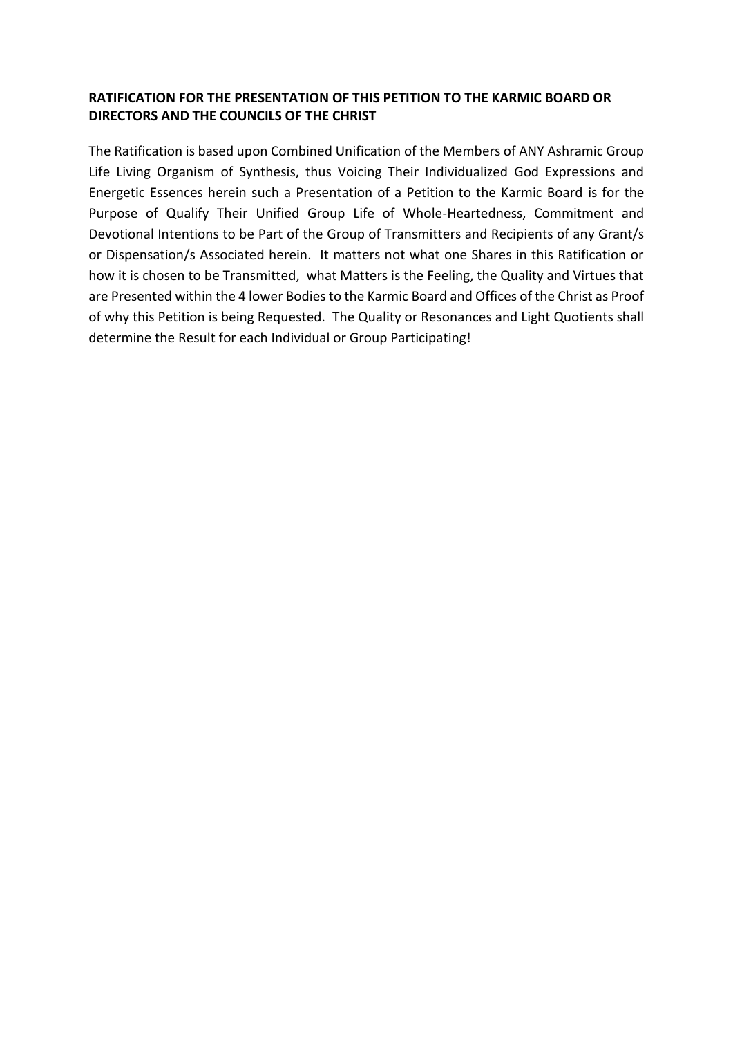**RATIFICATION FOR THE PRESENTATION OF THIS PETITION TO THE KARMIC BOARD OR DIRECTORS AND THE COUNCILS OF THE CHRIST**

The Ratification is based upon Combined Unification of the Members of ANY Ashramic Group Life Living Organism of Synthesis, thus Voicing Their Individualized God Expressions and Energetic Essences herein such a Presentation of a Petition to the Karmic Board is for the Purpose of Qualify Their Unified Group Life of Whole-Heartedness, Commitment and Devotional Intentions to be Part of the Group of Transmitters and Recipients of any Grant/s or Dispensation/s Associated herein. It matters not what one Shares in this Ratification or how it is chosen to be Transmitted, what Matters is the Feeling, the Quality and Virtues that are Presented within the 4 lower Bodies to the Karmic Board and Offices of the Christ as Proof of why this Petition is being Requested. The Quality or Resonances and Light Quotients shall determine the Result for each Individual or Group Participating!